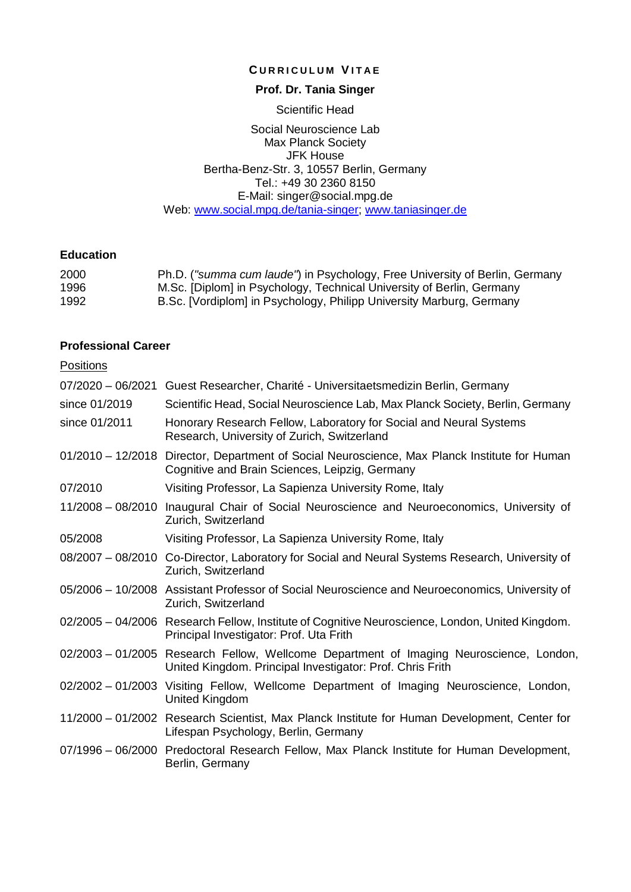# CURRICULUM VITAE

**Prof. Dr. Tania Singer**

Scientific Head

Social Neuroscience Lab
Max Planck Society
JFK House
Bertha-Benz-Str. 3, 10557 Berlin, Germany
Tel.: +49 30 2360 8150
E-Mail: singer@social.mpg.de
Web: [www.social.mpg.de/tania-singer](http://www.social.mpg.de/tania-singer); [www.taniasinger.de](http://www.taniasinger.de)

## Education

| | |
|---|---|
| 2000 | Ph.D. (*"summa cum laude"*) in Psychology, Free University of Berlin, Germany |
| 1996 | M.Sc. [Diplom] in Psychology, Technical University of Berlin, Germany |
| 1992 | B.Sc. [Vordiplom] in Psychology, Philipp University Marburg, Germany |

## Professional Career

Positions

| | |
|---|---|
| 07/2020 – 06/2021 | Guest Researcher, Charité - Universitaetsmedizin Berlin, Germany |
| since 01/2019 | Scientific Head, Social Neuroscience Lab, Max Planck Society, Berlin, Germany |
| since 01/2011 | Honorary Research Fellow, Laboratory for Social and Neural Systems Research, University of Zurich, Switzerland |
| 01/2010 – 12/2018 | Director, Department of Social Neuroscience, Max Planck Institute for Human Cognitive and Brain Sciences, Leipzig, Germany |
| 07/2010 | Visiting Professor, La Sapienza University Rome, Italy |
| 11/2008 – 08/2010 | Inaugural Chair of Social Neuroscience and Neuroeconomics, University of Zurich, Switzerland |
| 05/2008 | Visiting Professor, La Sapienza University Rome, Italy |
| 08/2007 – 08/2010 | Co-Director, Laboratory for Social and Neural Systems Research, University of Zurich, Switzerland |
| 05/2006 – 10/2008 | Assistant Professor of Social Neuroscience and Neuroeconomics, University of Zurich, Switzerland |
| 02/2005 – 04/2006 | Research Fellow, Institute of Cognitive Neuroscience, London, United Kingdom. Principal Investigator: Prof. Uta Frith |
| 02/2003 – 01/2005 | Research Fellow, Wellcome Department of Imaging Neuroscience, London, United Kingdom. Principal Investigator: Prof. Chris Frith |
| 02/2002 – 01/2003 | Visiting Fellow, Wellcome Department of Imaging Neuroscience, London, United Kingdom |
| 11/2000 – 01/2002 | Research Scientist, Max Planck Institute for Human Development, Center for Lifespan Psychology, Berlin, Germany |
| 07/1996 – 06/2000 | Predoctoral Research Fellow, Max Planck Institute for Human Development, Berlin, Germany |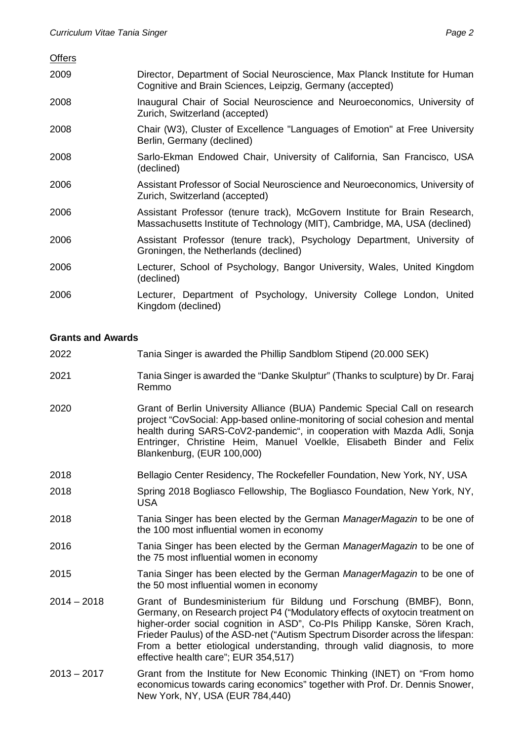Offers

| | |
|---|---|
| 2009 | Director, Department of Social Neuroscience, Max Planck Institute for Human Cognitive and Brain Sciences, Leipzig, Germany (accepted) |
| 2008 | Inaugural Chair of Social Neuroscience and Neuroeconomics, University of Zurich, Switzerland (accepted) |
| 2008 | Chair (W3), Cluster of Excellence "Languages of Emotion" at Free University Berlin, Germany (declined) |
| 2008 | Sarlo-Ekman Endowed Chair, University of California, San Francisco, USA (declined) |
| 2006 | Assistant Professor of Social Neuroscience and Neuroeconomics, University of Zurich, Switzerland (accepted) |
| 2006 | Assistant Professor (tenure track), McGovern Institute for Brain Research, Massachusetts Institute of Technology (MIT), Cambridge, MA, USA (declined) |
| 2006 | Assistant Professor (tenure track), Psychology Department, University of Groningen, the Netherlands (declined) |
| 2006 | Lecturer, School of Psychology, Bangor University, Wales, United Kingdom (declined) |
| 2006 | Lecturer, Department of Psychology, University College London, United Kingdom (declined) |

**Grants and Awards**

| | |
|---|---|
| 2022 | Tania Singer is awarded the Phillip Sandblom Stipend (20.000 SEK) |
| 2021 | Tania Singer is awarded the "Danke Skulptur" (Thanks to sculpture) by Dr. Faraj Remmo |
| 2020 | Grant of Berlin University Alliance (BUA) Pandemic Special Call on research project "CovSocial: App-based online-monitoring of social cohesion and mental health during SARS-CoV2-pandemic", in cooperation with Mazda Adli, Sonja Entringer, Christine Heim, Manuel Voelkle, Elisabeth Binder and Felix Blankenburg, (EUR 100,000) |
| 2018 | Bellagio Center Residency, The Rockefeller Foundation, New York, NY, USA |
| 2018 | Spring 2018 Bogliasco Fellowship, The Bogliasco Foundation, New York, NY, USA |
| 2018 | Tania Singer has been elected by the German *ManagerMagazin* to be one of the 100 most influential women in economy |
| 2016 | Tania Singer has been elected by the German *ManagerMagazin* to be one of the 75 most influential women in economy |
| 2015 | Tania Singer has been elected by the German *ManagerMagazin* to be one of the 50 most influential women in economy |
| 2014 – 2018 | Grant of Bundesministerium für Bildung und Forschung (BMBF), Bonn, Germany, on Research project P4 ("Modulatory effects of oxytocin treatment on higher-order social cognition in ASD", Co-PIs Philipp Kanske, Sören Krach, Frieder Paulus) of the ASD-net ("Autism Spectrum Disorder across the lifespan: From a better etiological understanding, through valid diagnosis, to more effective health care"; EUR 354,517) |
| 2013 – 2017 | Grant from the Institute for New Economic Thinking (INET) on "From homo economicus towards caring economics" together with Prof. Dr. Dennis Snower, New York, NY, USA (EUR 784,440) |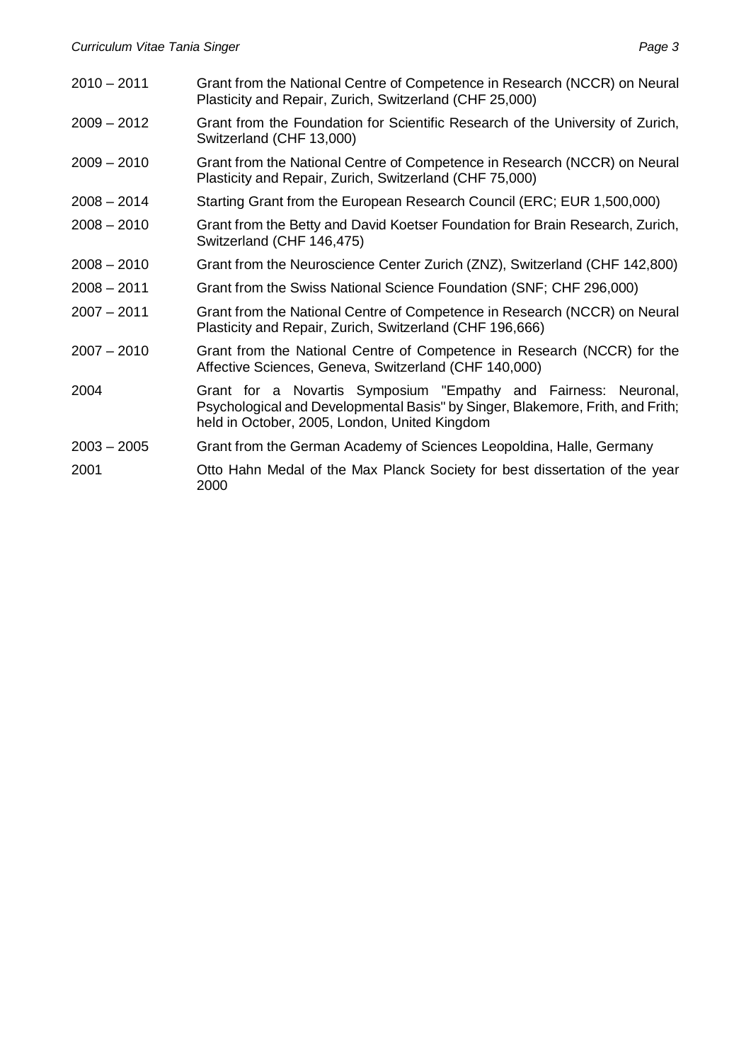2010 – 2011 Grant from the National Centre of Competence in Research (NCCR) on Neural Plasticity and Repair, Zurich, Switzerland (CHF 25,000)

2009 – 2012 Grant from the Foundation for Scientific Research of the University of Zurich, Switzerland (CHF 13,000)

2009 – 2010 Grant from the National Centre of Competence in Research (NCCR) on Neural Plasticity and Repair, Zurich, Switzerland (CHF 75,000)

2008 – 2014 Starting Grant from the European Research Council (ERC; EUR 1,500,000)

2008 – 2010 Grant from the Betty and David Koetser Foundation for Brain Research, Zurich, Switzerland (CHF 146,475)

2008 – 2010 Grant from the Neuroscience Center Zurich (ZNZ), Switzerland (CHF 142,800)

2008 – 2011 Grant from the Swiss National Science Foundation (SNF; CHF 296,000)

2007 – 2011 Grant from the National Centre of Competence in Research (NCCR) on Neural Plasticity and Repair, Zurich, Switzerland (CHF 196,666)

2007 – 2010 Grant from the National Centre of Competence in Research (NCCR) for the Affective Sciences, Geneva, Switzerland (CHF 140,000)

2004 Grant for a Novartis Symposium "Empathy and Fairness: Neuronal, Psychological and Developmental Basis" by Singer, Blakemore, Frith, and Frith; held in October, 2005, London, United Kingdom

2003 – 2005 Grant from the German Academy of Sciences Leopoldina, Halle, Germany

2001 Otto Hahn Medal of the Max Planck Society for best dissertation of the year 2000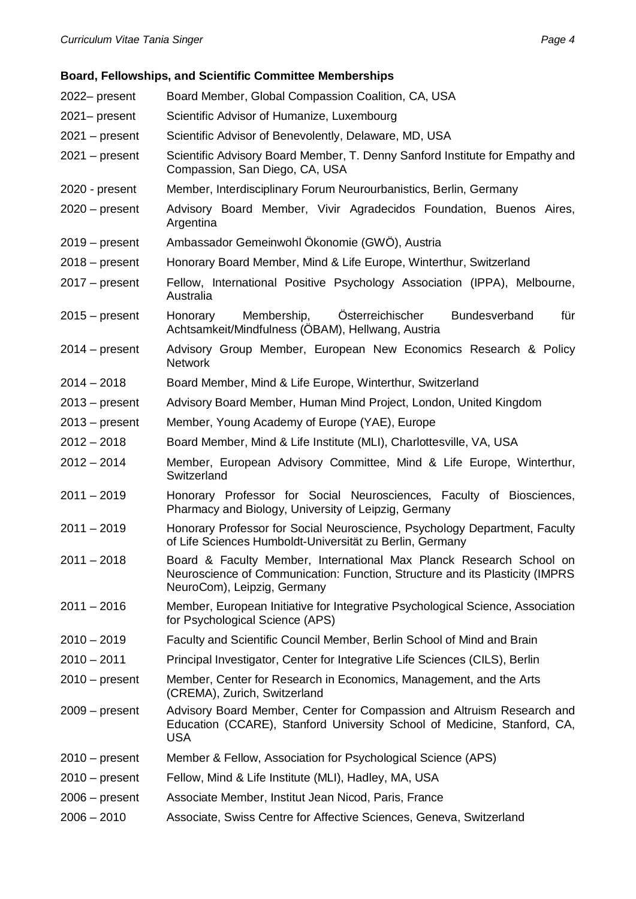**Board, Fellowships, and Scientific Committee Memberships**

| | |
|---|---|
| 2022– present | Board Member, Global Compassion Coalition, CA, USA |
| 2021– present | Scientific Advisor of Humanize, Luxembourg |
| 2021 – present | Scientific Advisor of Benevolently, Delaware, MD, USA |
| 2021 – present | Scientific Advisory Board Member, T. Denny Sanford Institute for Empathy and Compassion, San Diego, CA, USA |
| 2020 - present | Member, Interdisciplinary Forum Neurourbanistics, Berlin, Germany |
| 2020 – present | Advisory Board Member, Vivir Agradecidos Foundation, Buenos Aires, Argentina |
| 2019 – present | Ambassador Gemeinwohl Ökonomie (GWÖ), Austria |
| 2018 – present | Honorary Board Member, Mind & Life Europe, Winterthur, Switzerland |
| 2017 – present | Fellow, International Positive Psychology Association (IPPA), Melbourne, Australia |
| 2015 – present | Honorary Membership, Österreichischer Bundesverband für Achtsamkeit/Mindfulness (ÖBAM), Hellwang, Austria |
| 2014 – present | Advisory Group Member, European New Economics Research & Policy Network |
| 2014 – 2018 | Board Member, Mind & Life Europe, Winterthur, Switzerland |
| 2013 – present | Advisory Board Member, Human Mind Project, London, United Kingdom |
| 2013 – present | Member, Young Academy of Europe (YAE), Europe |
| 2012 – 2018 | Board Member, Mind & Life Institute (MLI), Charlottesville, VA, USA |
| 2012 – 2014 | Member, European Advisory Committee, Mind & Life Europe, Winterthur, Switzerland |
| 2011 – 2019 | Honorary Professor for Social Neurosciences, Faculty of Biosciences, Pharmacy and Biology, University of Leipzig, Germany |
| 2011 – 2019 | Honorary Professor for Social Neuroscience, Psychology Department, Faculty of Life Sciences Humboldt-Universität zu Berlin, Germany |
| 2011 – 2018 | Board & Faculty Member, International Max Planck Research School on Neuroscience of Communication: Function, Structure and its Plasticity (IMPRS NeuroCom), Leipzig, Germany |
| 2011 – 2016 | Member, European Initiative for Integrative Psychological Science, Association for Psychological Science (APS) |
| 2010 – 2019 | Faculty and Scientific Council Member, Berlin School of Mind and Brain |
| 2010 – 2011 | Principal Investigator, Center for Integrative Life Sciences (CILS), Berlin |
| 2010 – present | Member, Center for Research in Economics, Management, and the Arts (CREMA), Zurich, Switzerland |
| 2009 – present | Advisory Board Member, Center for Compassion and Altruism Research and Education (CCARE), Stanford University School of Medicine, Stanford, CA, USA |
| 2010 – present | Member & Fellow, Association for Psychological Science (APS) |
| 2010 – present | Fellow, Mind & Life Institute (MLI), Hadley, MA, USA |
| 2006 – present | Associate Member, Institut Jean Nicod, Paris, France |
| 2006 – 2010 | Associate, Swiss Centre for Affective Sciences, Geneva, Switzerland |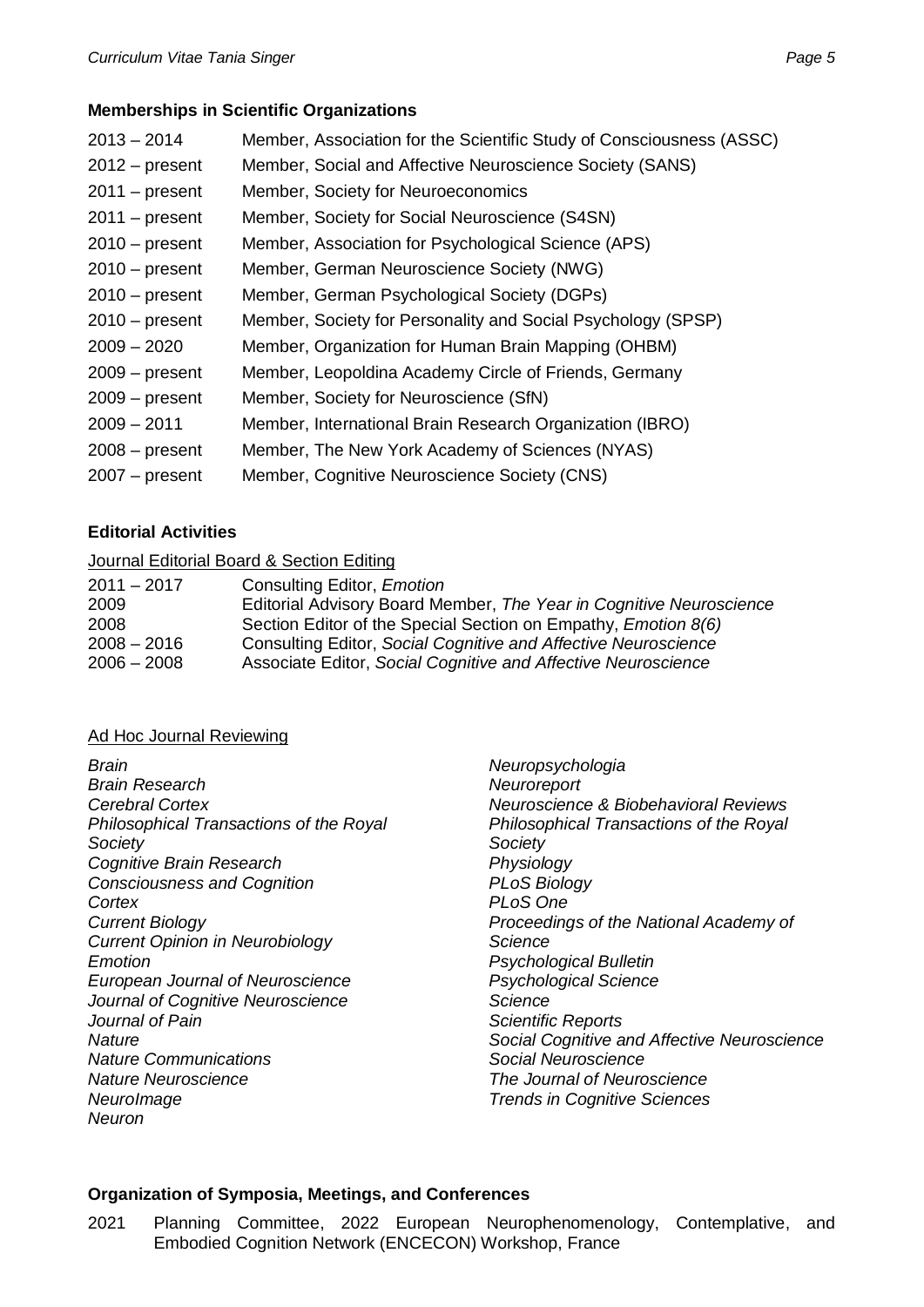**Memberships in Scientific Organizations**

2013 – 2014 Member, Association for the Scientific Study of Consciousness (ASSC)
2012 – present Member, Social and Affective Neuroscience Society (SANS)
2011 – present Member, Society for Neuroeconomics
2011 – present Member, Society for Social Neuroscience (S4SN)
2010 – present Member, Association for Psychological Science (APS)
2010 – present Member, German Neuroscience Society (NWG)
2010 – present Member, German Psychological Society (DGPs)
2010 – present Member, Society for Personality and Social Psychology (SPSP)
2009 – 2020 Member, Organization for Human Brain Mapping (OHBM)
2009 – present Member, Leopoldina Academy Circle of Friends, Germany
2009 – present Member, Society for Neuroscience (SfN)
2009 – 2011 Member, International Brain Research Organization (IBRO)
2008 – present Member, The New York Academy of Sciences (NYAS)
2007 – present Member, Cognitive Neuroscience Society (CNS)

**Editorial Activities**

Journal Editorial Board & Section Editing

2011 – 2017 Consulting Editor, *Emotion*
2009 Editorial Advisory Board Member, *The Year in Cognitive Neuroscience*
2008 Section Editor of the Special Section on Empathy, *Emotion 8(6)*
2008 – 2016 Consulting Editor, *Social Cognitive and Affective Neuroscience*
2006 – 2008 Associate Editor, *Social Cognitive and Affective Neuroscience*

Ad Hoc Journal Reviewing

*Brain*
*Brain Research*
*Cerebral Cortex*
*Philosophical Transactions of the Royal Society*
*Cognitive Brain Research*
*Consciousness and Cognition*
*Cortex*
*Current Biology*
*Current Opinion in Neurobiology*
*Emotion*
*European Journal of Neuroscience*
*Journal of Cognitive Neuroscience*
*Journal of Pain*
*Nature*
*Nature Communications*
*Nature Neuroscience*
*NeuroImage*
*Neuron*
*Neuropsychologia*
*Neuroreport*
*Neuroscience & Biobehavioral Reviews*
*Philosophical Transactions of the Royal Society*
*Physiology*
*PLoS Biology*
*PLoS One*
*Proceedings of the National Academy of Science*
*Psychological Bulletin*
*Psychological Science*
*Science*
*Scientific Reports*
*Social Cognitive and Affective Neuroscience*
*Social Neuroscience*
*The Journal of Neuroscience*
*Trends in Cognitive Sciences*

**Organization of Symposia, Meetings, and Conferences**

2021 Planning Committee, 2022 European Neurophenomenology, Contemplative, and Embodied Cognition Network (ENCECON) Workshop, France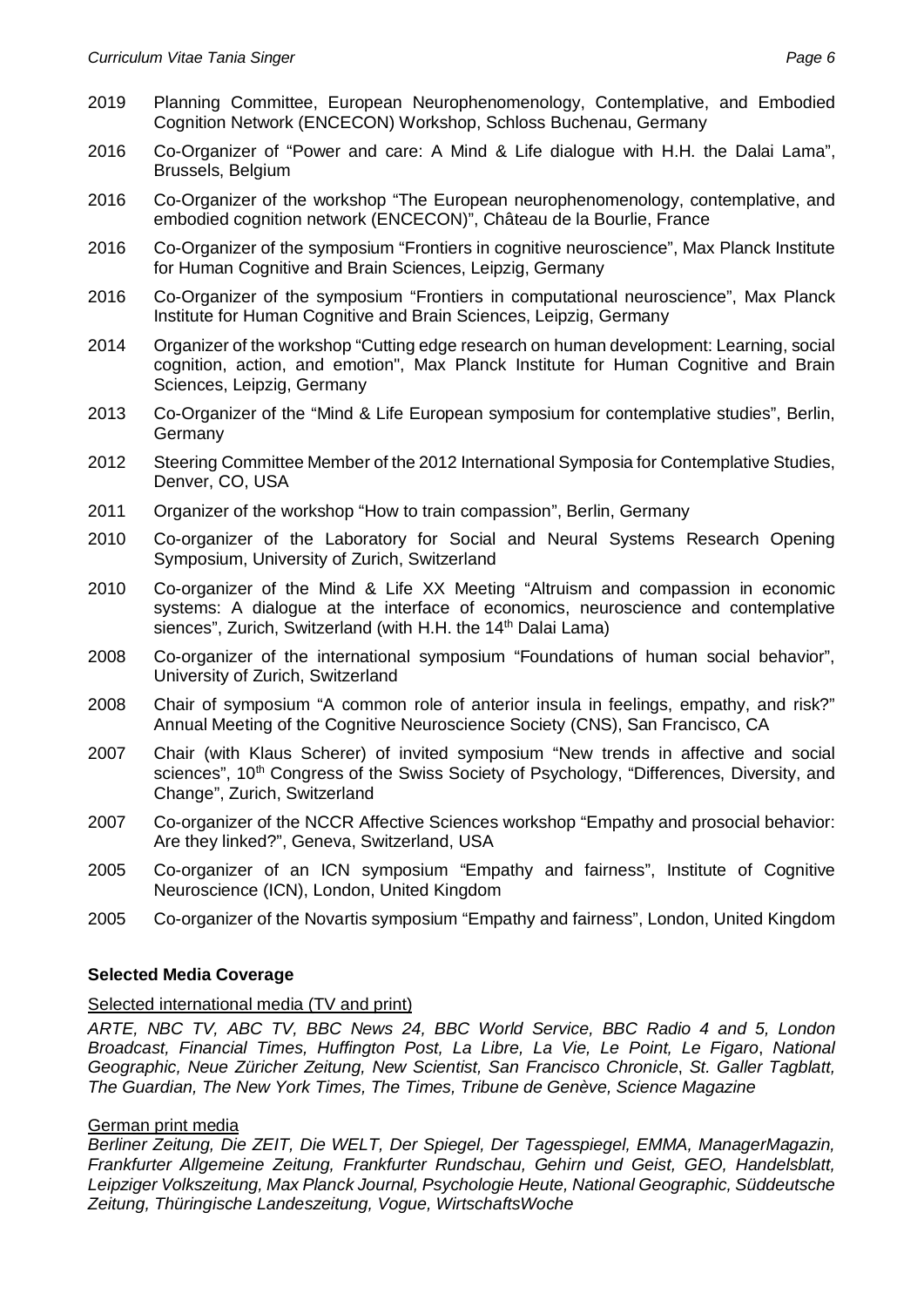2019 Planning Committee, European Neurophenomenology, Contemplative, and Embodied Cognition Network (ENCECON) Workshop, Schloss Buchenau, Germany

2016 Co-Organizer of "Power and care: A Mind & Life dialogue with H.H. the Dalai Lama", Brussels, Belgium

2016 Co-Organizer of the workshop "The European neurophenomenology, contemplative, and embodied cognition network (ENCECON)", Château de la Bourlie, France

2016 Co-Organizer of the symposium "Frontiers in cognitive neuroscience", Max Planck Institute for Human Cognitive and Brain Sciences, Leipzig, Germany

2016 Co-Organizer of the symposium "Frontiers in computational neuroscience", Max Planck Institute for Human Cognitive and Brain Sciences, Leipzig, Germany

2014 Organizer of the workshop "Cutting edge research on human development: Learning, social cognition, action, and emotion", Max Planck Institute for Human Cognitive and Brain Sciences, Leipzig, Germany

2013 Co-Organizer of the "Mind & Life European symposium for contemplative studies", Berlin, Germany

2012 Steering Committee Member of the 2012 International Symposia for Contemplative Studies, Denver, CO, USA

2011 Organizer of the workshop "How to train compassion", Berlin, Germany

2010 Co-organizer of the Laboratory for Social and Neural Systems Research Opening Symposium, University of Zurich, Switzerland

2010 Co-organizer of the Mind & Life XX Meeting "Altruism and compassion in economic systems: A dialogue at the interface of economics, neuroscience and contemplative siences", Zurich, Switzerland (with H.H. the 14th Dalai Lama)

2008 Co-organizer of the international symposium "Foundations of human social behavior", University of Zurich, Switzerland

2008 Chair of symposium "A common role of anterior insula in feelings, empathy, and risk?" Annual Meeting of the Cognitive Neuroscience Society (CNS), San Francisco, CA

2007 Chair (with Klaus Scherer) of invited symposium "New trends in affective and social sciences", 10th Congress of the Swiss Society of Psychology, "Differences, Diversity, and Change", Zurich, Switzerland

2007 Co-organizer of the NCCR Affective Sciences workshop "Empathy and prosocial behavior: Are they linked?", Geneva, Switzerland, USA

2005 Co-organizer of an ICN symposium "Empathy and fairness", Institute of Cognitive Neuroscience (ICN), London, United Kingdom

2005 Co-organizer of the Novartis symposium "Empathy and fairness", London, United Kingdom

**Selected Media Coverage**

Selected international media (TV and print)

*ARTE, NBC TV, ABC TV, BBC News 24, BBC World Service, BBC Radio 4 and 5, London Broadcast, Financial Times, Huffington Post, La Libre, La Vie, Le Point, Le Figaro, National Geographic, Neue Züricher Zeitung, New Scientist, San Francisco Chronicle, St. Galler Tagblatt, The Guardian, The New York Times, The Times, Tribune de Genève, Science Magazine*

German print media

*Berliner Zeitung, Die ZEIT, Die WELT, Der Spiegel, Der Tagesspiegel, EMMA, ManagerMagazin, Frankfurter Allgemeine Zeitung, Frankfurter Rundschau, Gehirn und Geist, GEO, Handelsblatt, Leipziger Volkszeitung, Max Planck Journal, Psychologie Heute, National Geographic, Süddeutsche Zeitung, Thüringische Landeszeitung, Vogue, WirtschaftsWoche*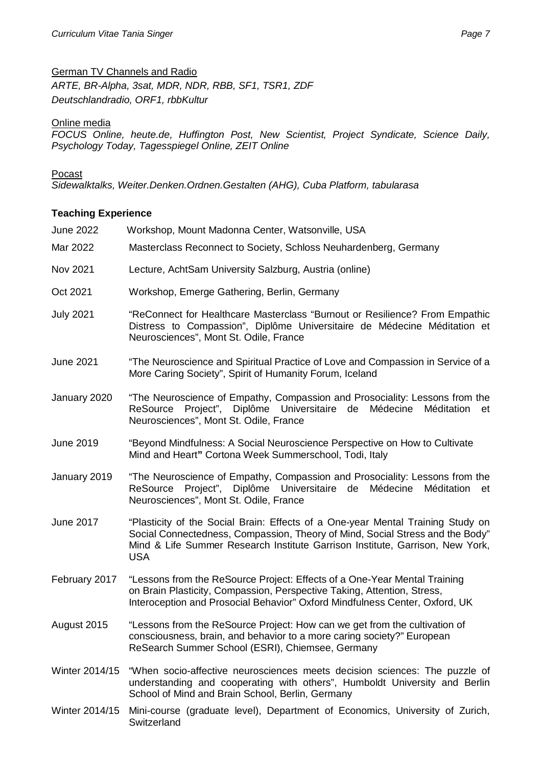German TV Channels and Radio

*ARTE, BR-Alpha, 3sat, MDR, NDR, RBB, SF1, TSR1, ZDF*
*Deutschlandradio, ORF1, rbbKultur*

Online media

*FOCUS Online, heute.de, Huffington Post, New Scientist, Project Syndicate, Science Daily, Psychology Today, Tagesspiegel Online, ZEIT Online*

Pocast

*Sidewalktalks, Weiter.Denken.Ordnen.Gestalten (AHG), Cuba Platform, tabularasa*

**Teaching Experience**

June 2022 — Workshop, Mount Madonna Center, Watsonville, USA

Mar 2022 — Masterclass Reconnect to Society, Schloss Neuhardenberg, Germany

Nov 2021 — Lecture, AchtSam University Salzburg, Austria (online)

Oct 2021 — Workshop, Emerge Gathering, Berlin, Germany

July 2021 — "ReConnect for Healthcare Masterclass "Burnout or Resilience? From Empathic Distress to Compassion", Diplôme Universitaire de Médecine Méditation et Neurosciences", Mont St. Odile, France

June 2021 — "The Neuroscience and Spiritual Practice of Love and Compassion in Service of a More Caring Society", Spirit of Humanity Forum, Iceland

January 2020 — "The Neuroscience of Empathy, Compassion and Prosociality: Lessons from the ReSource Project", Diplôme Universitaire de Médecine Méditation et Neurosciences", Mont St. Odile, France

June 2019 — "Beyond Mindfulness: A Social Neuroscience Perspective on How to Cultivate Mind and Heart" Cortona Week Summerschool, Todi, Italy

January 2019 — "The Neuroscience of Empathy, Compassion and Prosociality: Lessons from the ReSource Project", Diplôme Universitaire de Médecine Méditation et Neurosciences", Mont St. Odile, France

June 2017 — "Plasticity of the Social Brain: Effects of a One-year Mental Training Study on Social Connectedness, Compassion, Theory of Mind, Social Stress and the Body" Mind & Life Summer Research Institute Garrison Institute, Garrison, New York, USA

February 2017 — "Lessons from the ReSource Project: Effects of a One-Year Mental Training on Brain Plasticity, Compassion, Perspective Taking, Attention, Stress, Interoception and Prosocial Behavior" Oxford Mindfulness Center, Oxford, UK

August 2015 — "Lessons from the ReSource Project: How can we get from the cultivation of consciousness, brain, and behavior to a more caring society?" European ReSearch Summer School (ESRI), Chiemsee, Germany

Winter 2014/15 — "When socio-affective neurosciences meets decision sciences: The puzzle of understanding and cooperating with others", Humboldt University and Berlin School of Mind and Brain School, Berlin, Germany

Winter 2014/15 — Mini-course (graduate level), Department of Economics, University of Zurich, Switzerland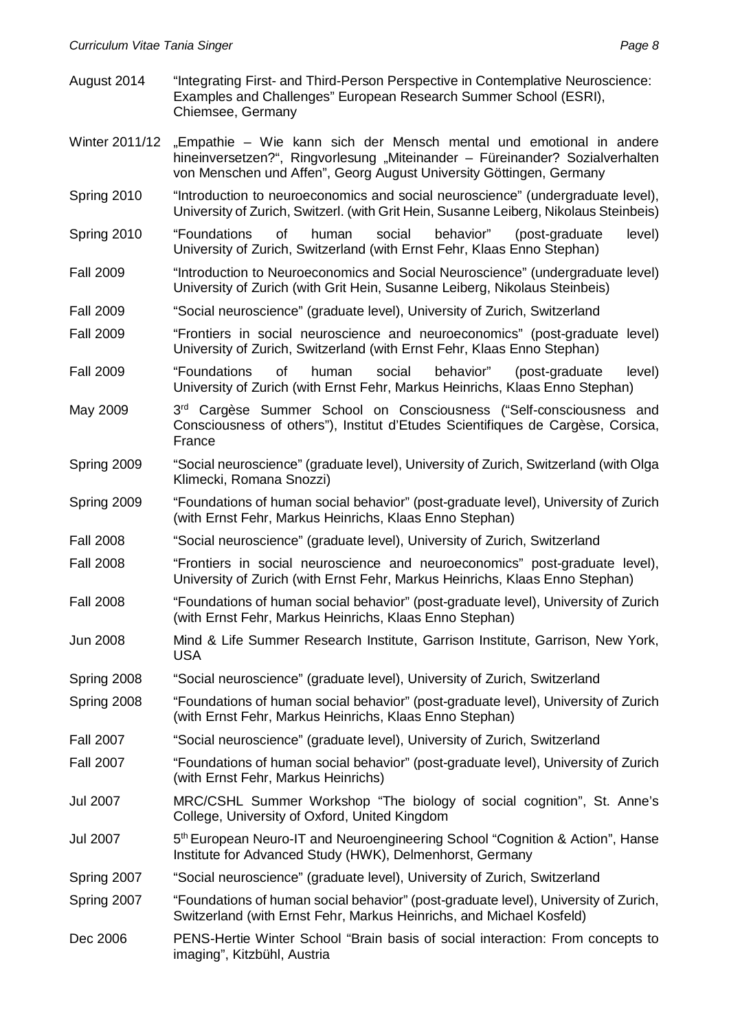| | |
|---|---|
| August 2014 | "Integrating First- and Third-Person Perspective in Contemplative Neuroscience: Examples and Challenges" European Research Summer School (ESRI), Chiemsee, Germany |
| Winter 2011/12 | „Empathie – Wie kann sich der Mensch mental und emotional in andere hineinversetzen?", Ringvorlesung „Miteinander – Füreinander? Sozialverhalten von Menschen und Affen", Georg August University Göttingen, Germany |
| Spring 2010 | "Introduction to neuroeconomics and social neuroscience" (undergraduate level), University of Zurich, Switzerl. (with Grit Hein, Susanne Leiberg, Nikolaus Steinbeis) |
| Spring 2010 | "Foundations of human social behavior" (post-graduate level) University of Zurich, Switzerland (with Ernst Fehr, Klaas Enno Stephan) |
| Fall 2009 | "Introduction to Neuroeconomics and Social Neuroscience" (undergraduate level) University of Zurich (with Grit Hein, Susanne Leiberg, Nikolaus Steinbeis) |
| Fall 2009 | "Social neuroscience" (graduate level), University of Zurich, Switzerland |
| Fall 2009 | "Frontiers in social neuroscience and neuroeconomics" (post-graduate level) University of Zurich, Switzerland (with Ernst Fehr, Klaas Enno Stephan) |
| Fall 2009 | "Foundations of human social behavior" (post-graduate level) University of Zurich (with Ernst Fehr, Markus Heinrichs, Klaas Enno Stephan) |
| May 2009 | 3rd Cargèse Summer School on Consciousness ("Self-consciousness and Consciousness of others"), Institut d'Etudes Scientifiques de Cargèse, Corsica, France |
| Spring 2009 | "Social neuroscience" (graduate level), University of Zurich, Switzerland (with Olga Klimecki, Romana Snozzi) |
| Spring 2009 | "Foundations of human social behavior" (post-graduate level), University of Zurich (with Ernst Fehr, Markus Heinrichs, Klaas Enno Stephan) |
| Fall 2008 | "Social neuroscience" (graduate level), University of Zurich, Switzerland |
| Fall 2008 | "Frontiers in social neuroscience and neuroeconomics" post-graduate level), University of Zurich (with Ernst Fehr, Markus Heinrichs, Klaas Enno Stephan) |
| Fall 2008 | "Foundations of human social behavior" (post-graduate level), University of Zurich (with Ernst Fehr, Markus Heinrichs, Klaas Enno Stephan) |
| Jun 2008 | Mind & Life Summer Research Institute, Garrison Institute, Garrison, New York, USA |
| Spring 2008 | "Social neuroscience" (graduate level), University of Zurich, Switzerland |
| Spring 2008 | "Foundations of human social behavior" (post-graduate level), University of Zurich (with Ernst Fehr, Markus Heinrichs, Klaas Enno Stephan) |
| Fall 2007 | "Social neuroscience" (graduate level), University of Zurich, Switzerland |
| Fall 2007 | "Foundations of human social behavior" (post-graduate level), University of Zurich (with Ernst Fehr, Markus Heinrichs) |
| Jul 2007 | MRC/CSHL Summer Workshop "The biology of social cognition", St. Anne's College, University of Oxford, United Kingdom |
| Jul 2007 | 5th European Neuro-IT and Neuroengineering School "Cognition & Action", Hanse Institute for Advanced Study (HWK), Delmenhorst, Germany |
| Spring 2007 | "Social neuroscience" (graduate level), University of Zurich, Switzerland |
| Spring 2007 | "Foundations of human social behavior" (post-graduate level), University of Zurich, Switzerland (with Ernst Fehr, Markus Heinrichs, and Michael Kosfeld) |
| Dec 2006 | PENS-Hertie Winter School "Brain basis of social interaction: From concepts to imaging", Kitzbühl, Austria |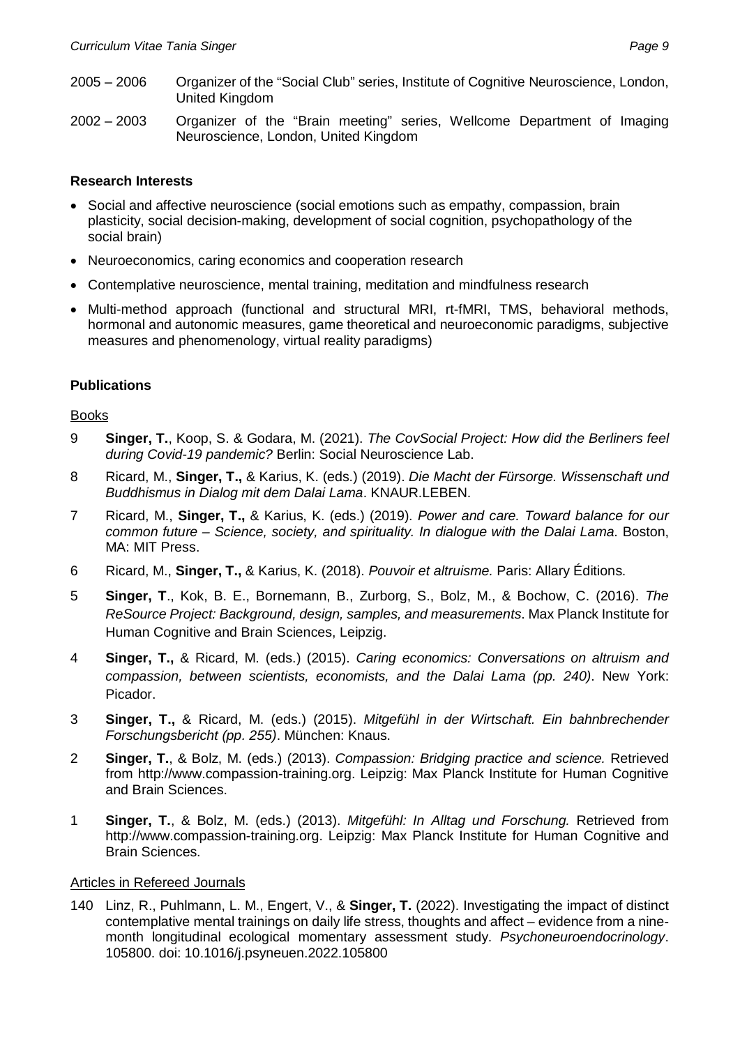2005 – 2006 Organizer of the "Social Club" series, Institute of Cognitive Neuroscience, London, United Kingdom

2002 – 2003 Organizer of the "Brain meeting" series, Wellcome Department of Imaging Neuroscience, London, United Kingdom

**Research Interests**

- Social and affective neuroscience (social emotions such as empathy, compassion, brain plasticity, social decision-making, development of social cognition, psychopathology of the social brain)
- Neuroeconomics, caring economics and cooperation research
- Contemplative neuroscience, mental training, meditation and mindfulness research
- Multi-method approach (functional and structural MRI, rt-fMRI, TMS, behavioral methods, hormonal and autonomic measures, game theoretical and neuroeconomic paradigms, subjective measures and phenomenology, virtual reality paradigms)

**Publications**

Books

9 **Singer, T.**, Koop, S. & Godara, M. (2021). *The CovSocial Project: How did the Berliners feel during Covid-19 pandemic?* Berlin: Social Neuroscience Lab.

8 Ricard, M., **Singer, T.,** & Karius, K. (eds.) (2019). *Die Macht der Fürsorge. Wissenschaft und Buddhismus in Dialog mit dem Dalai Lama*. KNAUR.LEBEN.

7 Ricard, M., **Singer, T.,** & Karius, K. (eds.) (2019). *Power and care. Toward balance for our common future – Science, society, and spirituality. In dialogue with the Dalai Lama*. Boston, MA: MIT Press.

6 Ricard, M., **Singer, T.,** & Karius, K. (2018). *Pouvoir et altruisme.* Paris: Allary Éditions.

5 **Singer, T**., Kok, B. E., Bornemann, B., Zurborg, S., Bolz, M., & Bochow, C. (2016). *The ReSource Project: Background, design, samples, and measurements*. Max Planck Institute for Human Cognitive and Brain Sciences, Leipzig.

4 **Singer, T.,** & Ricard, M. (eds.) (2015). *Caring economics: Conversations on altruism and compassion, between scientists, economists, and the Dalai Lama (pp. 240)*. New York: Picador.

3 **Singer, T.,** & Ricard, M. (eds.) (2015). *Mitgefühl in der Wirtschaft. Ein bahnbrechender Forschungsbericht (pp. 255)*. München: Knaus.

2 **Singer, T.**, & Bolz, M. (eds.) (2013). *Compassion: Bridging practice and science.* Retrieved from http://www.compassion-training.org. Leipzig: Max Planck Institute for Human Cognitive and Brain Sciences.

1 **Singer, T.**, & Bolz, M. (eds.) (2013). *Mitgefühl: In Alltag und Forschung.* Retrieved from http://www.compassion-training.org. Leipzig: Max Planck Institute for Human Cognitive and Brain Sciences.

Articles in Refereed Journals

140 Linz, R., Puhlmann, L. M., Engert, V., & **Singer, T.** (2022). Investigating the impact of distinct contemplative mental trainings on daily life stress, thoughts and affect – evidence from a nine-month longitudinal ecological momentary assessment study. *Psychoneuroendocrinology*. 105800. doi: 10.1016/j.psyneuen.2022.105800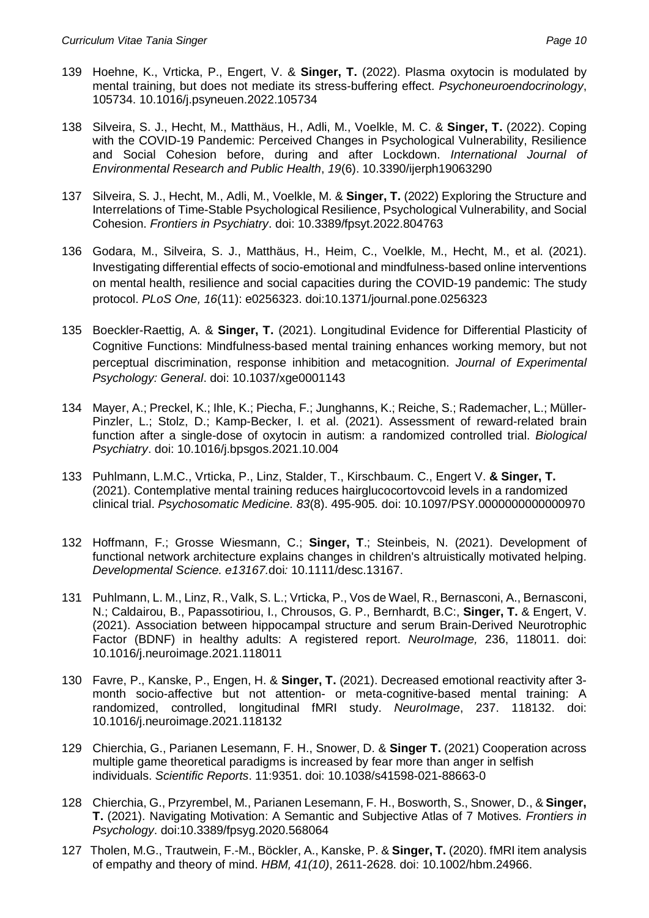139 Hoehne, K., Vrticka, P., Engert, V. & **Singer, T.** (2022). Plasma oxytocin is modulated by mental training, but does not mediate its stress-buffering effect. *Psychoneuroendocrinology*, 105734. 10.1016/j.psyneuen.2022.105734

138 Silveira, S. J., Hecht, M., Matthäus, H., Adli, M., Voelkle, M. C. & **Singer, T.** (2022). Coping with the COVID-19 Pandemic: Perceived Changes in Psychological Vulnerability, Resilience and Social Cohesion before, during and after Lockdown. *International Journal of Environmental Research and Public Health*, *19*(6). 10.3390/ijerph19063290

137 Silveira, S. J., Hecht, M., Adli, M., Voelkle, M. & **Singer, T.** (2022) Exploring the Structure and Interrelations of Time-Stable Psychological Resilience, Psychological Vulnerability, and Social Cohesion. *Frontiers in Psychiatry*. doi: 10.3389/fpsyt.2022.804763

136 Godara, M., Silveira, S. J., Matthäus, H., Heim, C., Voelkle, M., Hecht, M., et al. (2021). Investigating differential effects of socio-emotional and mindfulness-based online interventions on mental health, resilience and social capacities during the COVID-19 pandemic: The study protocol. *PLoS One, 16*(11): e0256323. doi:10.1371/journal.pone.0256323

135 Boeckler-Raettig, A. & **Singer, T.** (2021). Longitudinal Evidence for Differential Plasticity of Cognitive Functions: Mindfulness-based mental training enhances working memory, but not perceptual discrimination, response inhibition and metacognition. *Journal of Experimental Psychology: General*. doi: 10.1037/xge0001143

134 Mayer, A.; Preckel, K.; Ihle, K.; Piecha, F.; Junghanns, K.; Reiche, S.; Rademacher, L.; Müller-Pinzler, L.; Stolz, D.; Kamp-Becker, I. et al. (2021). Assessment of reward-related brain function after a single-dose of oxytocin in autism: a randomized controlled trial. *Biological Psychiatry*. doi: 10.1016/j.bpsgos.2021.10.004

133 Puhlmann, L.M.C., Vrticka, P., Linz, Stalder, T., Kirschbaum. C., Engert V. **& Singer, T.** (2021). Contemplative mental training reduces hairglucocortovcoid levels in a randomized clinical trial. *Psychosomatic Medicine. 83*(8). 495-905*.* doi: 10.1097/PSY.0000000000000970

132 Hoffmann, F.; Grosse Wiesmann, C.; **Singer, T**.; Steinbeis, N. (2021). Development of functional network architecture explains changes in children's altruistically motivated helping. *Developmental Science. e13167.*doi*:* 10.1111/desc.13167.

131 Puhlmann, L. M., Linz, R., Valk, S. L.; Vrticka, P., Vos de Wael, R., Bernasconi, A., Bernasconi, N.; Caldairou, B., Papassotiriou, I., Chrousos, G. P., Bernhardt, B.C:, **Singer, T.** & Engert, V. (2021). Association between hippocampal structure and serum Brain-Derived Neurotrophic Factor (BDNF) in healthy adults: A registered report. *NeuroImage,* 236, 118011. doi: 10.1016/j.neuroimage.2021.118011

130 Favre, P., Kanske, P., Engen, H. & **Singer, T.** (2021). Decreased emotional reactivity after 3-month socio-affective but not attention- or meta-cognitive-based mental training: A randomized, controlled, longitudinal fMRI study. *NeuroImage*, 237. 118132. doi: 10.1016/j.neuroimage.2021.118132

129 Chierchia, G., Parianen Lesemann, F. H., Snower, D. & **Singer T.** (2021) Cooperation across multiple game theoretical paradigms is increased by fear more than anger in selfish individuals. *Scientific Reports*. 11:9351. doi: 10.1038/s41598-021-88663-0

128 Chierchia, G., Przyrembel, M., Parianen Lesemann, F. H., Bosworth, S., Snower, D., & **Singer, T.** (2021). Navigating Motivation: A Semantic and Subjective Atlas of 7 Motives. *Frontiers in Psychology*. doi:10.3389/fpsyg.2020.568064

127 Tholen, M.G., Trautwein, F.-M., Böckler, A., Kanske, P. & **Singer, T.** (2020). fMRI item analysis of empathy and theory of mind. *HBM, 41(10)*, 2611-2628. doi: 10.1002/hbm.24966.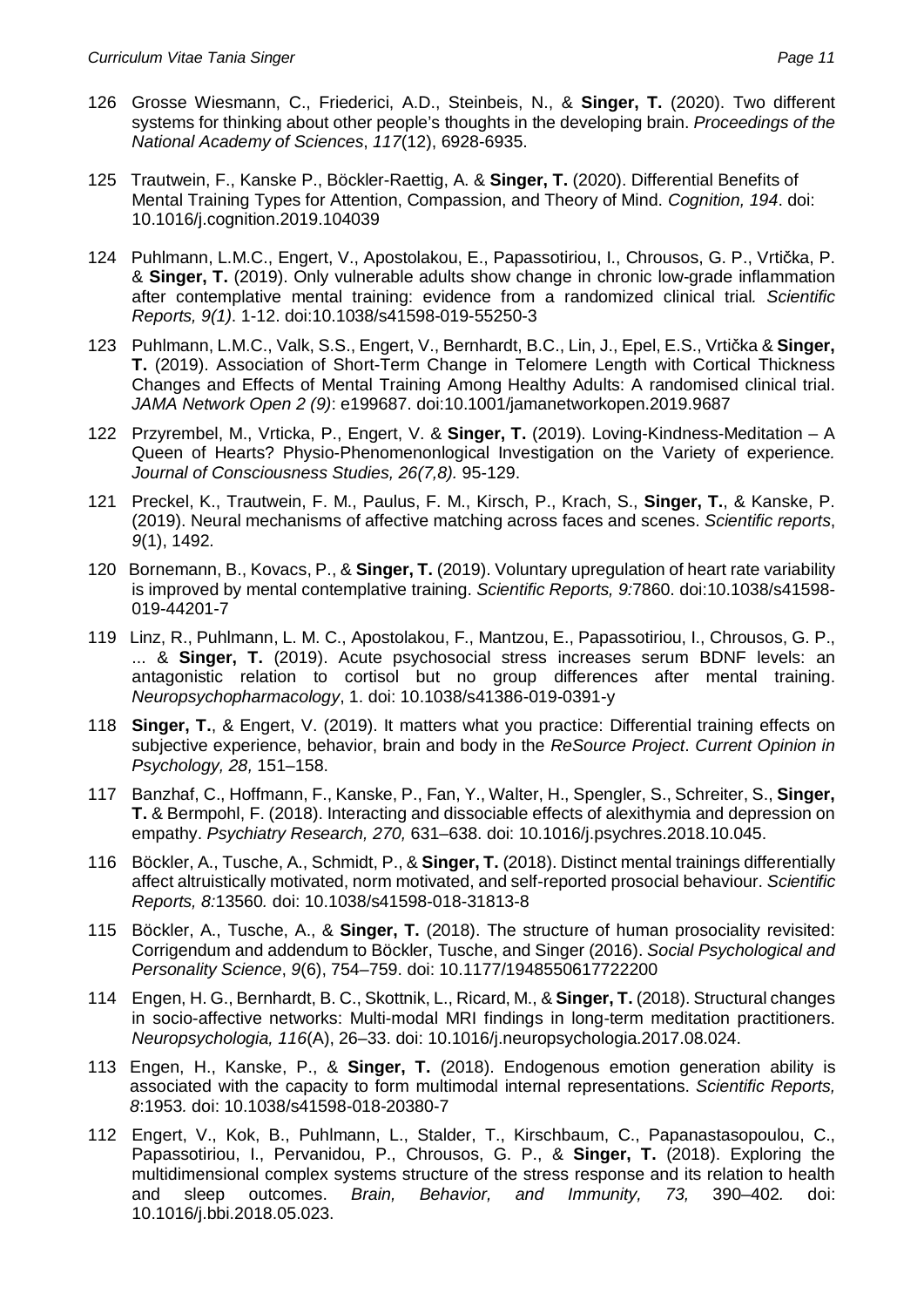126 Grosse Wiesmann, C., Friederici, A.D., Steinbeis, N., & **Singer, T.** (2020). Two different systems for thinking about other people's thoughts in the developing brain. *Proceedings of the National Academy of Sciences*, *117*(12), 6928-6935.

125 Trautwein, F., Kanske P., Böckler-Raettig, A. & **Singer, T.** (2020). Differential Benefits of Mental Training Types for Attention, Compassion, and Theory of Mind. *Cognition, 194*. doi: 10.1016/j.cognition.2019.104039

124 Puhlmann, L.M.C., Engert, V., Apostolakou, E., Papassotiriou, I., Chrousos, G. P., Vrtička, P. & **Singer, T.** (2019). Only vulnerable adults show change in chronic low-grade inflammation after contemplative mental training: evidence from a randomized clinical trial*. Scientific Reports, 9(1)*. 1-12. doi:10.1038/s41598-019-55250-3

123 Puhlmann, L.M.C., Valk, S.S., Engert, V., Bernhardt, B.C., Lin, J., Epel, E.S., Vrtička & **Singer, T.** (2019). Association of Short-Term Change in Telomere Length with Cortical Thickness Changes and Effects of Mental Training Among Healthy Adults: A randomised clinical trial. *JAMA Network Open 2 (9)*: e199687. doi:10.1001/jamanetworkopen.2019.9687

122 Przyrembel, M., Vrticka, P., Engert, V. & **Singer, T.** (2019). Loving-Kindness-Meditation – A Queen of Hearts? Physio-Phenomenonlogical Investigation on the Variety of experience*. Journal of Consciousness Studies, 26(7,8).* 95-129.

121 Preckel, K., Trautwein, F. M., Paulus, F. M., Kirsch, P., Krach, S., **Singer, T.**, & Kanske, P. (2019). Neural mechanisms of affective matching across faces and scenes. *Scientific reports*, *9*(1), 1492.

120 Bornemann, B., Kovacs, P., & **Singer, T.** (2019). Voluntary upregulation of heart rate variability is improved by mental contemplative training. *Scientific Reports, 9:*7860. doi:10.1038/s41598-019-44201-7

119 Linz, R., Puhlmann, L. M. C., Apostolakou, F., Mantzou, E., Papassotiriou, I., Chrousos, G. P., ... & **Singer, T.** (2019). Acute psychosocial stress increases serum BDNF levels: an antagonistic relation to cortisol but no group differences after mental training. *Neuropsychopharmacology*, 1. doi: 10.1038/s41386-019-0391-y

118 **Singer, T.**, & Engert, V. (2019). It matters what you practice: Differential training effects on subjective experience, behavior, brain and body in the *ReSource Project*. *Current Opinion in Psychology, 28,* 151–158.

117 Banzhaf, C., Hoffmann, F., Kanske, P., Fan, Y., Walter, H., Spengler, S., Schreiter, S., **Singer, T.** & Bermpohl, F. (2018). Interacting and dissociable effects of alexithymia and depression on empathy. *Psychiatry Research, 270,* 631–638. doi: 10.1016/j.psychres.2018.10.045.

116 Böckler, A., Tusche, A., Schmidt, P., & **Singer, T.** (2018). Distinct mental trainings differentially affect altruistically motivated, norm motivated, and self-reported prosocial behaviour. *Scientific Reports, 8:*13560*.* doi: 10.1038/s41598-018-31813-8

115 Böckler, A., Tusche, A., & **Singer, T.** (2018). The structure of human prosociality revisited: Corrigendum and addendum to Böckler, Tusche, and Singer (2016). *Social Psychological and Personality Science*, *9*(6), 754–759. doi: 10.1177/1948550617722200

114 Engen, H. G., Bernhardt, B. C., Skottnik, L., Ricard, M., & **Singer, T.** (2018). Structural changes in socio-affective networks: Multi-modal MRI findings in long-term meditation practitioners. *Neuropsychologia, 116*(A), 26–33. doi: 10.1016/j.neuropsychologia.2017.08.024.

113 Engen, H., Kanske, P., & **Singer, T.** (2018). Endogenous emotion generation ability is associated with the capacity to form multimodal internal representations. *Scientific Reports, 8*:1953*.* doi: 10.1038/s41598-018-20380-7

112 Engert, V., Kok, B., Puhlmann, L., Stalder, T., Kirschbaum, C., Papanastasopoulou, C., Papassotiriou, I., Pervanidou, P., Chrousos, G. P., & **Singer, T.** (2018). Exploring the multidimensional complex systems structure of the stress response and its relation to health and sleep outcomes. *Brain, Behavior, and Immunity, 73,* 390–402*.* doi: 10.1016/j.bbi.2018.05.023.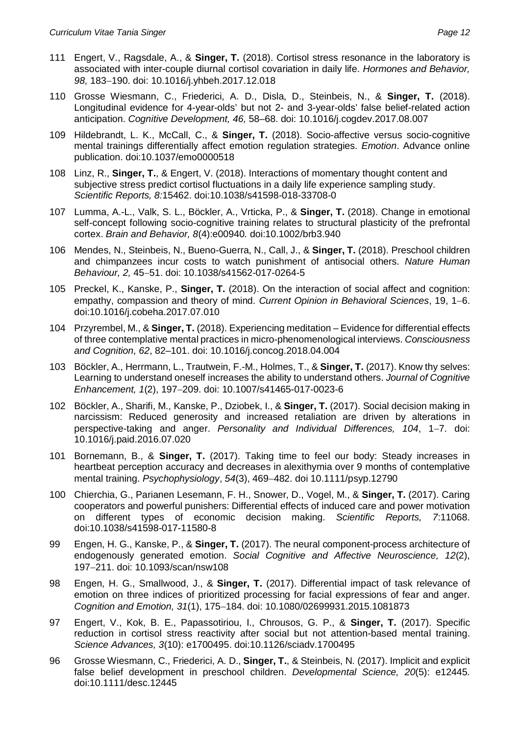111 Engert, V., Ragsdale, A., & **Singer, T.** (2018). Cortisol stress resonance in the laboratory is associated with inter-couple diurnal cortisol covariation in daily life. *Hormones and Behavior, 98,* 183–190. doi: 10.1016/j.yhbeh.2017.12.018

110 Grosse Wiesmann, C., Friederici, A. D., Disla, D., Steinbeis, N., & **Singer, T.** (2018). Longitudinal evidence for 4-year-olds' but not 2- and 3-year-olds' false belief-related action anticipation. *Cognitive Development, 46,* 58–68. doi: 10.1016/j.cogdev.2017.08.007

109 Hildebrandt, L. K., McCall, C., & **Singer, T.** (2018). Socio-affective versus socio-cognitive mental trainings differentially affect emotion regulation strategies. *Emotion*. Advance online publication. doi:10.1037/emo0000518

108 Linz, R., **Singer, T.**, & Engert, V. (2018). Interactions of momentary thought content and subjective stress predict cortisol fluctuations in a daily life experience sampling study. *Scientific Reports, 8:*15462. doi:10.1038/s41598-018-33708-0

107 Lumma, A.-L., Valk, S. L., Böckler, A., Vrticka, P., & **Singer, T.** (2018). Change in emotional self-concept following socio-cognitive training relates to structural plasticity of the prefrontal cortex. *Brain and Behavior, 8*(4):e00940*.* doi:10.1002/brb3.940

106 Mendes, N., Steinbeis, N., Bueno-Guerra, N., Call, J., & **Singer, T.** (2018). Preschool children and chimpanzees incur costs to watch punishment of antisocial others. *Nature Human Behaviour, 2,* 45–51. doi: 10.1038/s41562-017-0264-5

105 Preckel, K., Kanske, P., **Singer, T.** (2018). On the interaction of social affect and cognition: empathy, compassion and theory of mind. *Current Opinion in Behavioral Sciences*, 19, 1–6. doi:10.1016/j.cobeha.2017.07.010

104 Przyrembel, M., & **Singer, T.** (2018). Experiencing meditation – Evidence for differential effects of three contemplative mental practices in micro-phenomenological interviews. *Consciousness and Cognition, 62*, 82–101. doi: 10.1016/j.concog.2018.04.004

103 Böckler, A., Herrmann, L., Trautwein, F.-M., Holmes, T., & **Singer, T.** (2017). Know thy selves: Learning to understand oneself increases the ability to understand others. *Journal of Cognitive Enhancement, 1*(2), 197–209. doi: 10.1007/s41465-017-0023-6

102 Böckler, A., Sharifi, M., Kanske, P., Dziobek, I., & **Singer, T.** (2017). Social decision making in narcissism: Reduced generosity and increased retaliation are driven by alterations in perspective-taking and anger. *Personality and Individual Differences, 104*, 1–7. doi: 10.1016/j.paid.2016.07.020

101 Bornemann, B., & **Singer, T.** (2017). Taking time to feel our body: Steady increases in heartbeat perception accuracy and decreases in alexithymia over 9 months of contemplative mental training. *Psychophysiology*, *54*(3), 469–482. doi 10.1111/psyp.12790

100 Chierchia, G., Parianen Lesemann, F. H., Snower, D., Vogel, M., & **Singer, T.** (2017). Caring cooperators and powerful punishers: Differential effects of induced care and power motivation on different types of economic decision making. *Scientific Reports, 7*:11068. doi:10.1038/s41598-017-11580-8

99 Engen, H. G., Kanske, P., & **Singer, T.** (2017). The neural component-process architecture of endogenously generated emotion. *Social Cognitive and Affective Neuroscience, 12*(2), 197–211. doi: 10.1093/scan/nsw108

98 Engen, H. G., Smallwood, J., & **Singer, T.** (2017). Differential impact of task relevance of emotion on three indices of prioritized processing for facial expressions of fear and anger. *Cognition and Emotion, 31*(1), 175–184. doi: 10.1080/02699931.2015.1081873

97 Engert, V., Kok, B. E., Papassotiriou, I., Chrousos, G. P., & **Singer, T.** (2017). Specific reduction in cortisol stress reactivity after social but not attention-based mental training. *Science Advances, 3*(10): e1700495. doi:10.1126/sciadv.1700495

96 Grosse Wiesmann, C., Friederici, A. D., **Singer, T.**, & Steinbeis, N. (2017). Implicit and explicit false belief development in preschool children. *Developmental Science, 20*(5): e12445*.* doi:10.1111/desc.12445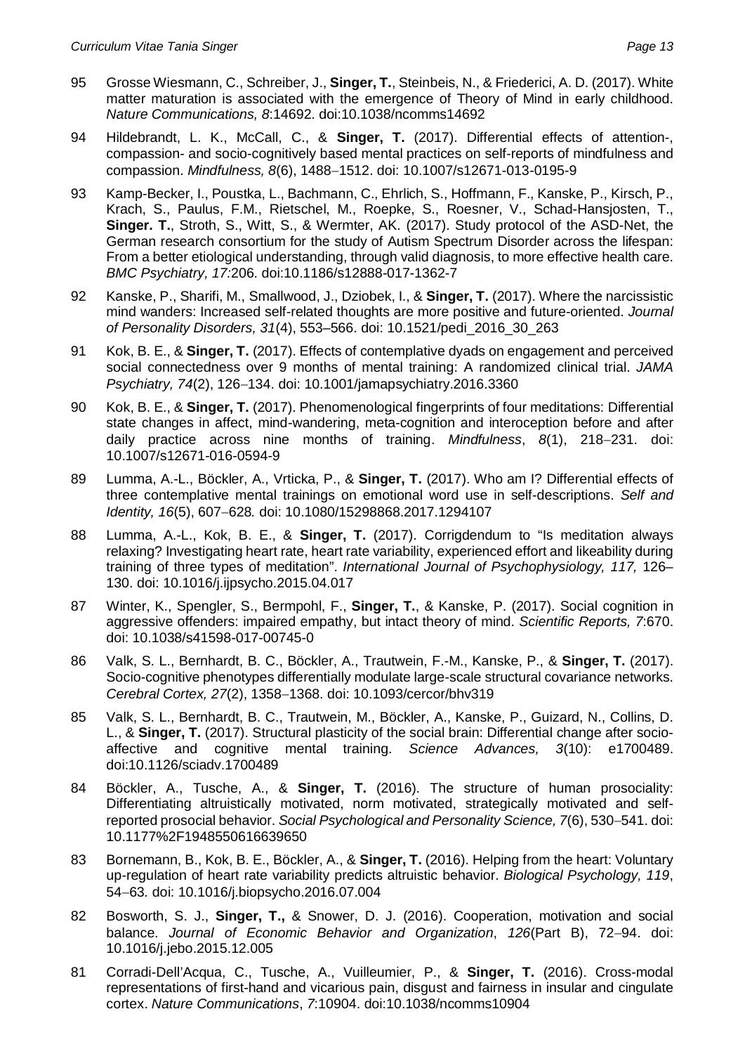95 Grosse Wiesmann, C., Schreiber, J., **Singer, T.**, Steinbeis, N., & Friederici, A. D. (2017). White matter maturation is associated with the emergence of Theory of Mind in early childhood. *Nature Communications, 8*:14692. doi:10.1038/ncomms14692

94 Hildebrandt, L. K., McCall, C., & **Singer, T.** (2017). Differential effects of attention-, compassion- and socio-cognitively based mental practices on self-reports of mindfulness and compassion. *Mindfulness, 8*(6), 1488−1512. doi: 10.1007/s12671-013-0195-9

93 Kamp-Becker, I., Poustka, L., Bachmann, C., Ehrlich, S., Hoffmann, F., Kanske, P., Kirsch, P., Krach, S., Paulus, F.M., Rietschel, M., Roepke, S., Roesner, V., Schad-Hansjosten, T., **Singer. T.**, Stroth, S., Witt, S., & Wermter, AK. (2017). Study protocol of the ASD-Net, the German research consortium for the study of Autism Spectrum Disorder across the lifespan: From a better etiological understanding, through valid diagnosis, to more effective health care. *BMC Psychiatry, 17:*206. doi:10.1186/s12888-017-1362-7

92 Kanske, P., Sharifi, M., Smallwood, J., Dziobek, I., & **Singer, T.** (2017). Where the narcissistic mind wanders: Increased self-related thoughts are more positive and future-oriented. *Journal of Personality Disorders, 31*(4), 553–566. doi: 10.1521/pedi_2016_30_263

91 Kok, B. E., & **Singer, T.** (2017). Effects of contemplative dyads on engagement and perceived social connectedness over 9 months of mental training: A randomized clinical trial. *JAMA Psychiatry, 74*(2), 126−134. doi: 10.1001/jamapsychiatry.2016.3360

90 Kok, B. E., & **Singer, T.** (2017). Phenomenological fingerprints of four meditations: Differential state changes in affect, mind-wandering, meta-cognition and interoception before and after daily practice across nine months of training. *Mindfulness*, *8*(1), 218−231. doi: 10.1007/s12671-016-0594-9

89 Lumma, A.-L., Böckler, A., Vrticka, P., & **Singer, T.** (2017). Who am I? Differential effects of three contemplative mental trainings on emotional word use in self-descriptions. *Self and Identity, 16*(5), 607−628*.* doi: 10.1080/15298868.2017.1294107

88 Lumma, A.-L., Kok, B. E., & **Singer, T.** (2017). Corrigdendum to "Is meditation always relaxing? Investigating heart rate, heart rate variability, experienced effort and likeability during training of three types of meditation". *International Journal of Psychophysiology, 117,* 126–130. doi: 10.1016/j.ijpsycho.2015.04.017

87 Winter, K., Spengler, S., Bermpohl, F., **Singer, T.**, & Kanske, P. (2017). Social cognition in aggressive offenders: impaired empathy, but intact theory of mind. *Scientific Reports, 7*:670. doi: 10.1038/s41598-017-00745-0

86 Valk, S. L., Bernhardt, B. C., Böckler, A., Trautwein, F.-M., Kanske, P., & **Singer, T.** (2017). Socio-cognitive phenotypes differentially modulate large-scale structural covariance networks. *Cerebral Cortex, 27*(2), 1358−1368. doi: 10.1093/cercor/bhv319

85 Valk, S. L., Bernhardt, B. C., Trautwein, M., Böckler, A., Kanske, P., Guizard, N., Collins, D. L., & **Singer, T.** (2017). Structural plasticity of the social brain: Differential change after socio-affective and cognitive mental training. *Science Advances, 3*(10): e1700489. doi:10.1126/sciadv.1700489

84 Böckler, A., Tusche, A., & **Singer, T.** (2016). The structure of human prosociality: Differentiating altruistically motivated, norm motivated, strategically motivated and self-reported prosocial behavior. *Social Psychological and Personality Science, 7*(6), 530−541. doi: 10.1177%2F1948550616639650

83 Bornemann, B., Kok, B. E., Böckler, A., & **Singer, T.** (2016). Helping from the heart: Voluntary up-regulation of heart rate variability predicts altruistic behavior. *Biological Psychology, 119*, 54−63*.* doi: 10.1016/j.biopsycho.2016.07.004

82 Bosworth, S. J., **Singer, T.,** & Snower, D. J. (2016). Cooperation, motivation and social balance. *Journal of Economic Behavior and Organization*, *126*(Part B), 72−94. doi: 10.1016/j.jebo.2015.12.005

81 Corradi-Dell'Acqua, C., Tusche, A., Vuilleumier, P., & **Singer, T.** (2016). Cross-modal representations of first-hand and vicarious pain, disgust and fairness in insular and cingulate cortex. *Nature Communications*, *7*:10904. doi:10.1038/ncomms10904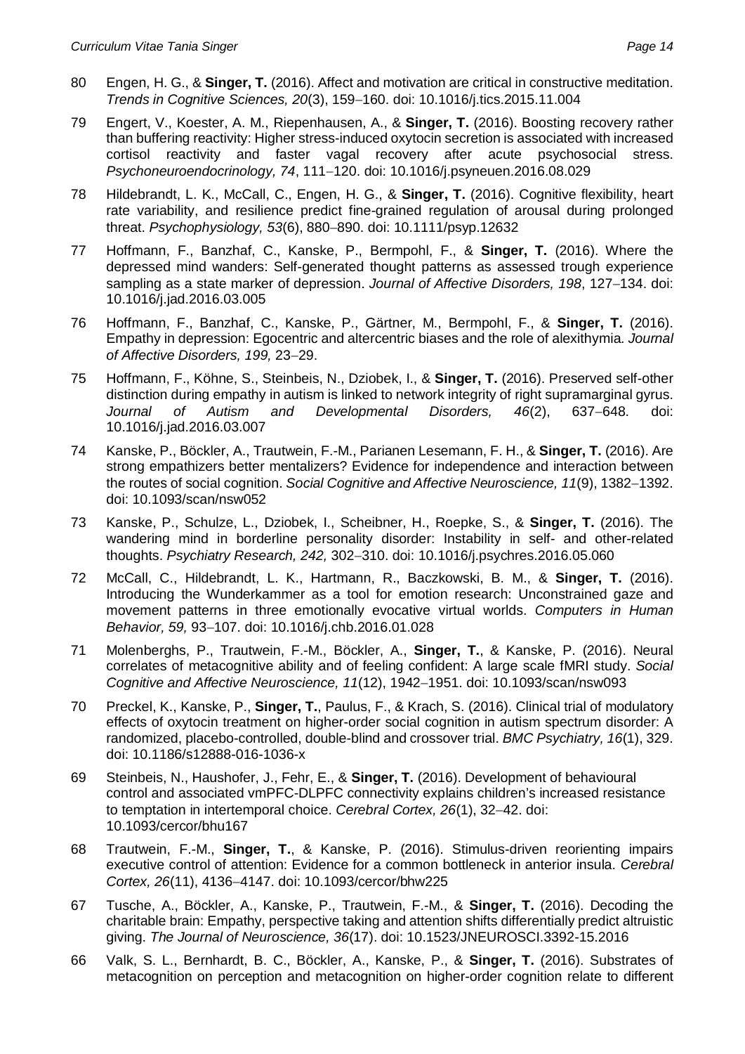80 Engen, H. G., & **Singer, T.** (2016). Affect and motivation are critical in constructive meditation. *Trends in Cognitive Sciences, 20*(3), 159–160. doi: 10.1016/j.tics.2015.11.004

79 Engert, V., Koester, A. M., Riepenhausen, A., & **Singer, T.** (2016). Boosting recovery rather than buffering reactivity: Higher stress-induced oxytocin secretion is associated with increased cortisol reactivity and faster vagal recovery after acute psychosocial stress. *Psychoneuroendocrinology, 74*, 111–120. doi: 10.1016/j.psyneuen.2016.08.029

78 Hildebrandt, L. K., McCall, C., Engen, H. G., & **Singer, T.** (2016). Cognitive flexibility, heart rate variability, and resilience predict fine-grained regulation of arousal during prolonged threat. *Psychophysiology, 53*(6), 880–890. doi: 10.1111/psyp.12632

77 Hoffmann, F., Banzhaf, C., Kanske, P., Bermpohl, F., & **Singer, T.** (2016). Where the depressed mind wanders: Self-generated thought patterns as assessed trough experience sampling as a state marker of depression. *Journal of Affective Disorders, 198*, 127–134. doi: 10.1016/j.jad.2016.03.005

76 Hoffmann, F., Banzhaf, C., Kanske, P., Gärtner, M., Bermpohl, F., & **Singer, T.** (2016). Empathy in depression: Egocentric and altercentric biases and the role of alexithymia. *Journal of Affective Disorders, 199,* 23–29.

75 Hoffmann, F., Köhne, S., Steinbeis, N., Dziobek, I., & **Singer, T.** (2016). Preserved self-other distinction during empathy in autism is linked to network integrity of right supramarginal gyrus. *Journal of Autism and Developmental Disorders, 46*(2), 637–648. doi: 10.1016/j.jad.2016.03.007

74 Kanske, P., Böckler, A., Trautwein, F.-M., Parianen Lesemann, F. H., & **Singer, T.** (2016). Are strong empathizers better mentalizers? Evidence for independence and interaction between the routes of social cognition. *Social Cognitive and Affective Neuroscience, 11*(9), 1382–1392. doi: 10.1093/scan/nsw052

73 Kanske, P., Schulze, L., Dziobek, I., Scheibner, H., Roepke, S., & **Singer, T.** (2016). The wandering mind in borderline personality disorder: Instability in self- and other-related thoughts. *Psychiatry Research, 242,* 302–310. doi: 10.1016/j.psychres.2016.05.060

72 McCall, C., Hildebrandt, L. K., Hartmann, R., Baczkowski, B. M., & **Singer, T.** (2016). Introducing the Wunderkammer as a tool for emotion research: Unconstrained gaze and movement patterns in three emotionally evocative virtual worlds. *Computers in Human Behavior, 59,* 93–107. doi: 10.1016/j.chb.2016.01.028

71 Molenberghs, P., Trautwein, F.-M., Böckler, A., **Singer, T.**, & Kanske, P. (2016). Neural correlates of metacognitive ability and of feeling confident: A large scale fMRI study. *Social Cognitive and Affective Neuroscience, 11*(12), 1942–1951. doi: 10.1093/scan/nsw093

70 Preckel, K., Kanske, P., **Singer, T.**, Paulus, F., & Krach, S. (2016). Clinical trial of modulatory effects of oxytocin treatment on higher-order social cognition in autism spectrum disorder: A randomized, placebo-controlled, double-blind and crossover trial. *BMC Psychiatry, 16*(1), 329. doi: 10.1186/s12888-016-1036-x

69 Steinbeis, N., Haushofer, J., Fehr, E., & **Singer, T.** (2016). Development of behavioural control and associated vmPFC-DLPFC connectivity explains children's increased resistance to temptation in intertemporal choice. *Cerebral Cortex, 26*(1), 32–42. doi: 10.1093/cercor/bhu167

68 Trautwein, F.-M., **Singer, T.**, & Kanske, P. (2016). Stimulus-driven reorienting impairs executive control of attention: Evidence for a common bottleneck in anterior insula. *Cerebral Cortex, 26*(11), 4136–4147. doi: 10.1093/cercor/bhw225

67 Tusche, A., Böckler, A., Kanske, P., Trautwein, F.-M., & **Singer, T.** (2016). Decoding the charitable brain: Empathy, perspective taking and attention shifts differentially predict altruistic giving. *The Journal of Neuroscience, 36*(17). doi: 10.1523/JNEUROSCI.3392-15.2016

66 Valk, S. L., Bernhardt, B. C., Böckler, A., Kanske, P., & **Singer, T.** (2016). Substrates of metacognition on perception and metacognition on higher-order cognition relate to different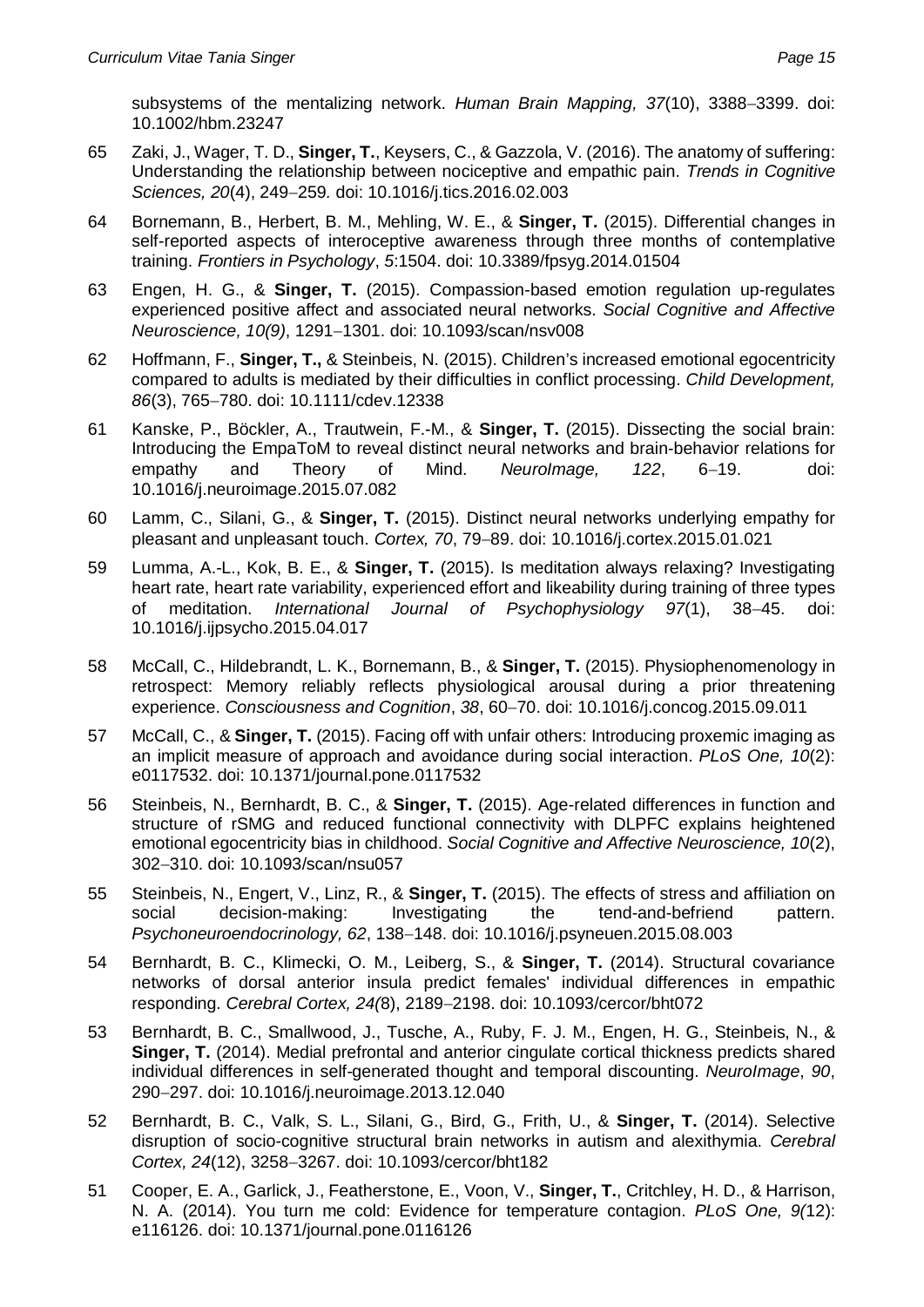subsystems of the mentalizing network. *Human Brain Mapping, 37*(10), 3388–3399. doi: 10.1002/hbm.23247

65 Zaki, J., Wager, T. D., **Singer, T.**, Keysers, C., & Gazzola, V. (2016). The anatomy of suffering: Understanding the relationship between nociceptive and empathic pain. *Trends in Cognitive Sciences, 20*(4), 249–259. doi: 10.1016/j.tics.2016.02.003

64 Bornemann, B., Herbert, B. M., Mehling, W. E., & **Singer, T.** (2015). Differential changes in self-reported aspects of interoceptive awareness through three months of contemplative training. *Frontiers in Psychology*, *5*:1504. doi: 10.3389/fpsyg.2014.01504

63 Engen, H. G., & **Singer, T.** (2015). Compassion-based emotion regulation up-regulates experienced positive affect and associated neural networks. *Social Cognitive and Affective Neuroscience, 10(9)*, 1291–1301. doi: 10.1093/scan/nsv008

62 Hoffmann, F., **Singer, T.,** & Steinbeis, N. (2015). Children's increased emotional egocentricity compared to adults is mediated by their difficulties in conflict processing. *Child Development, 86*(3), 765–780. doi: 10.1111/cdev.12338

61 Kanske, P., Böckler, A., Trautwein, F.-M., & **Singer, T.** (2015). Dissecting the social brain: Introducing the EmpaToM to reveal distinct neural networks and brain-behavior relations for empathy and Theory of Mind. *NeuroImage, 122*, 6–19. doi: 10.1016/j.neuroimage.2015.07.082

60 Lamm, C., Silani, G., & **Singer, T.** (2015). Distinct neural networks underlying empathy for pleasant and unpleasant touch. *Cortex, 70*, 79–89. doi: 10.1016/j.cortex.2015.01.021

59 Lumma, A.-L., Kok, B. E., & **Singer, T.** (2015). Is meditation always relaxing? Investigating heart rate, heart rate variability, experienced effort and likeability during training of three types of meditation. *International Journal of Psychophysiology 97*(1), 38–45. doi: 10.1016/j.ijpsycho.2015.04.017

58 McCall, C., Hildebrandt, L. K., Bornemann, B., & **Singer, T.** (2015). Physiophenomenology in retrospect: Memory reliably reflects physiological arousal during a prior threatening experience. *Consciousness and Cognition*, *38*, 60–70. doi: 10.1016/j.concog.2015.09.011

57 McCall, C., & **Singer, T.** (2015). Facing off with unfair others: Introducing proxemic imaging as an implicit measure of approach and avoidance during social interaction. *PLoS One, 10*(2): e0117532. doi: 10.1371/journal.pone.0117532

56 Steinbeis, N., Bernhardt, B. C., & **Singer, T.** (2015). Age-related differences in function and structure of rSMG and reduced functional connectivity with DLPFC explains heightened emotional egocentricity bias in childhood. *Social Cognitive and Affective Neuroscience, 10*(2), 302–310. doi: 10.1093/scan/nsu057

55 Steinbeis, N., Engert, V., Linz, R., & **Singer, T.** (2015). The effects of stress and affiliation on social decision-making: Investigating the tend-and-befriend pattern. *Psychoneuroendocrinology, 62*, 138–148. doi: 10.1016/j.psyneuen.2015.08.003

54 Bernhardt, B. C., Klimecki, O. M., Leiberg, S., & **Singer, T.** (2014). Structural covariance networks of dorsal anterior insula predict females' individual differences in empathic responding. *Cerebral Cortex, 24(*8), 2189–2198. doi: 10.1093/cercor/bht072

53 Bernhardt, B. C., Smallwood, J., Tusche, A., Ruby, F. J. M., Engen, H. G., Steinbeis, N., & **Singer, T.** (2014). Medial prefrontal and anterior cingulate cortical thickness predicts shared individual differences in self-generated thought and temporal discounting. *NeuroImage*, *90*, 290–297. doi: 10.1016/j.neuroimage.2013.12.040

52 Bernhardt, B. C., Valk, S. L., Silani, G., Bird, G., Frith, U., & **Singer, T.** (2014). Selective disruption of socio-cognitive structural brain networks in autism and alexithymia. *Cerebral Cortex, 24*(12), 3258–3267. doi: 10.1093/cercor/bht182

51 Cooper, E. A., Garlick, J., Featherstone, E., Voon, V., **Singer, T.**, Critchley, H. D., & Harrison, N. A. (2014). You turn me cold: Evidence for temperature contagion. *PLoS One, 9(*12): e116126. doi: 10.1371/journal.pone.0116126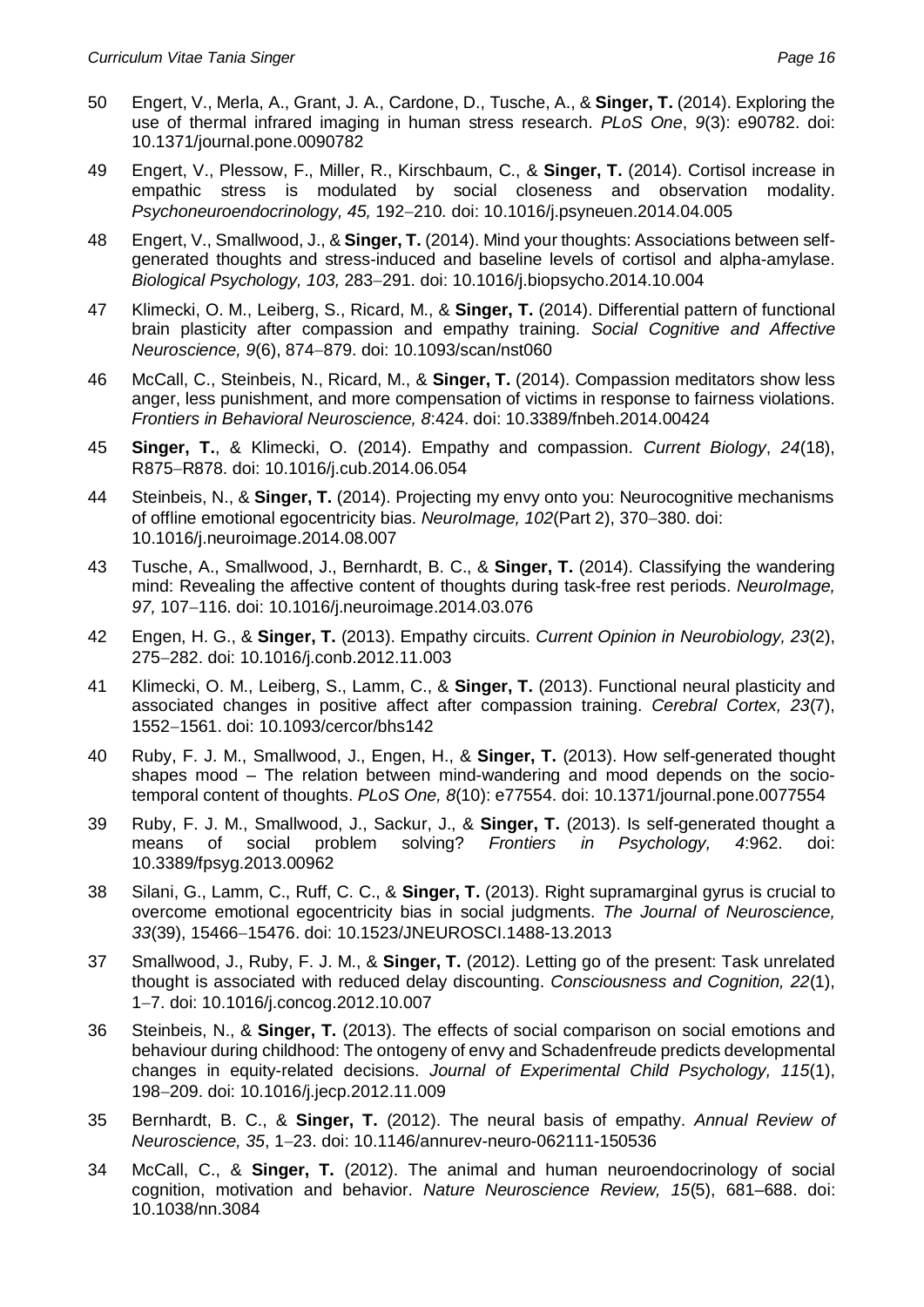50 Engert, V., Merla, A., Grant, J. A., Cardone, D., Tusche, A., & **Singer, T.** (2014). Exploring the use of thermal infrared imaging in human stress research. *PLoS One*, *9*(3): e90782. doi: 10.1371/journal.pone.0090782

49 Engert, V., Plessow, F., Miller, R., Kirschbaum, C., & **Singer, T.** (2014). Cortisol increase in empathic stress is modulated by social closeness and observation modality. *Psychoneuroendocrinology, 45,* 192–210. doi: 10.1016/j.psyneuen.2014.04.005

48 Engert, V., Smallwood, J., & **Singer, T.** (2014). Mind your thoughts: Associations between self-generated thoughts and stress-induced and baseline levels of cortisol and alpha-amylase. *Biological Psychology, 103,* 283–291. doi: 10.1016/j.biopsycho.2014.10.004

47 Klimecki, O. M., Leiberg, S., Ricard, M., & **Singer, T.** (2014). Differential pattern of functional brain plasticity after compassion and empathy training. *Social Cognitive and Affective Neuroscience, 9*(6), 874–879. doi: 10.1093/scan/nst060

46 McCall, C., Steinbeis, N., Ricard, M., & **Singer, T.** (2014). Compassion meditators show less anger, less punishment, and more compensation of victims in response to fairness violations. *Frontiers in Behavioral Neuroscience, 8*:424. doi: 10.3389/fnbeh.2014.00424

45 **Singer, T.**, & Klimecki, O. (2014). Empathy and compassion. *Current Biology*, *24*(18), R875–R878. doi: 10.1016/j.cub.2014.06.054

44 Steinbeis, N., & **Singer, T.** (2014). Projecting my envy onto you: Neurocognitive mechanisms of offline emotional egocentricity bias. *NeuroImage, 102*(Part 2), 370–380. doi: 10.1016/j.neuroimage.2014.08.007

43 Tusche, A., Smallwood, J., Bernhardt, B. C., & **Singer, T.** (2014). Classifying the wandering mind: Revealing the affective content of thoughts during task-free rest periods. *NeuroImage, 97,* 107–116. doi: 10.1016/j.neuroimage.2014.03.076

42 Engen, H. G., & **Singer, T.** (2013). Empathy circuits. *Current Opinion in Neurobiology, 23*(2), 275–282. doi: 10.1016/j.conb.2012.11.003

41 Klimecki, O. M., Leiberg, S., Lamm, C., & **Singer, T.** (2013). Functional neural plasticity and associated changes in positive affect after compassion training. *Cerebral Cortex, 23*(7), 1552–1561. doi: 10.1093/cercor/bhs142

40 Ruby, F. J. M., Smallwood, J., Engen, H., & **Singer, T.** (2013). How self-generated thought shapes mood – The relation between mind-wandering and mood depends on the socio-temporal content of thoughts. *PLoS One, 8*(10): e77554. doi: 10.1371/journal.pone.0077554

39 Ruby, F. J. M., Smallwood, J., Sackur, J., & **Singer, T.** (2013). Is self-generated thought a means of social problem solving? *Frontiers in Psychology, 4*:962. doi: 10.3389/fpsyg.2013.00962

38 Silani, G., Lamm, C., Ruff, C. C., & **Singer, T.** (2013). Right supramarginal gyrus is crucial to overcome emotional egocentricity bias in social judgments. *The Journal of Neuroscience, 33*(39), 15466–15476. doi: 10.1523/JNEUROSCI.1488-13.2013

37 Smallwood, J., Ruby, F. J. M., & **Singer, T.** (2012). Letting go of the present: Task unrelated thought is associated with reduced delay discounting. *Consciousness and Cognition, 22*(1), 1–7. doi: 10.1016/j.concog.2012.10.007

36 Steinbeis, N., & **Singer, T.** (2013). The effects of social comparison on social emotions and behaviour during childhood: The ontogeny of envy and Schadenfreude predicts developmental changes in equity-related decisions. *Journal of Experimental Child Psychology, 115*(1), 198–209. doi: 10.1016/j.jecp.2012.11.009

35 Bernhardt, B. C., & **Singer, T.** (2012). The neural basis of empathy. *Annual Review of Neuroscience, 35*, 1–23. doi: 10.1146/annurev-neuro-062111-150536

34 McCall, C., & **Singer, T.** (2012). The animal and human neuroendocrinology of social cognition, motivation and behavior. *Nature Neuroscience Review, 15*(5), 681–688. doi: 10.1038/nn.3084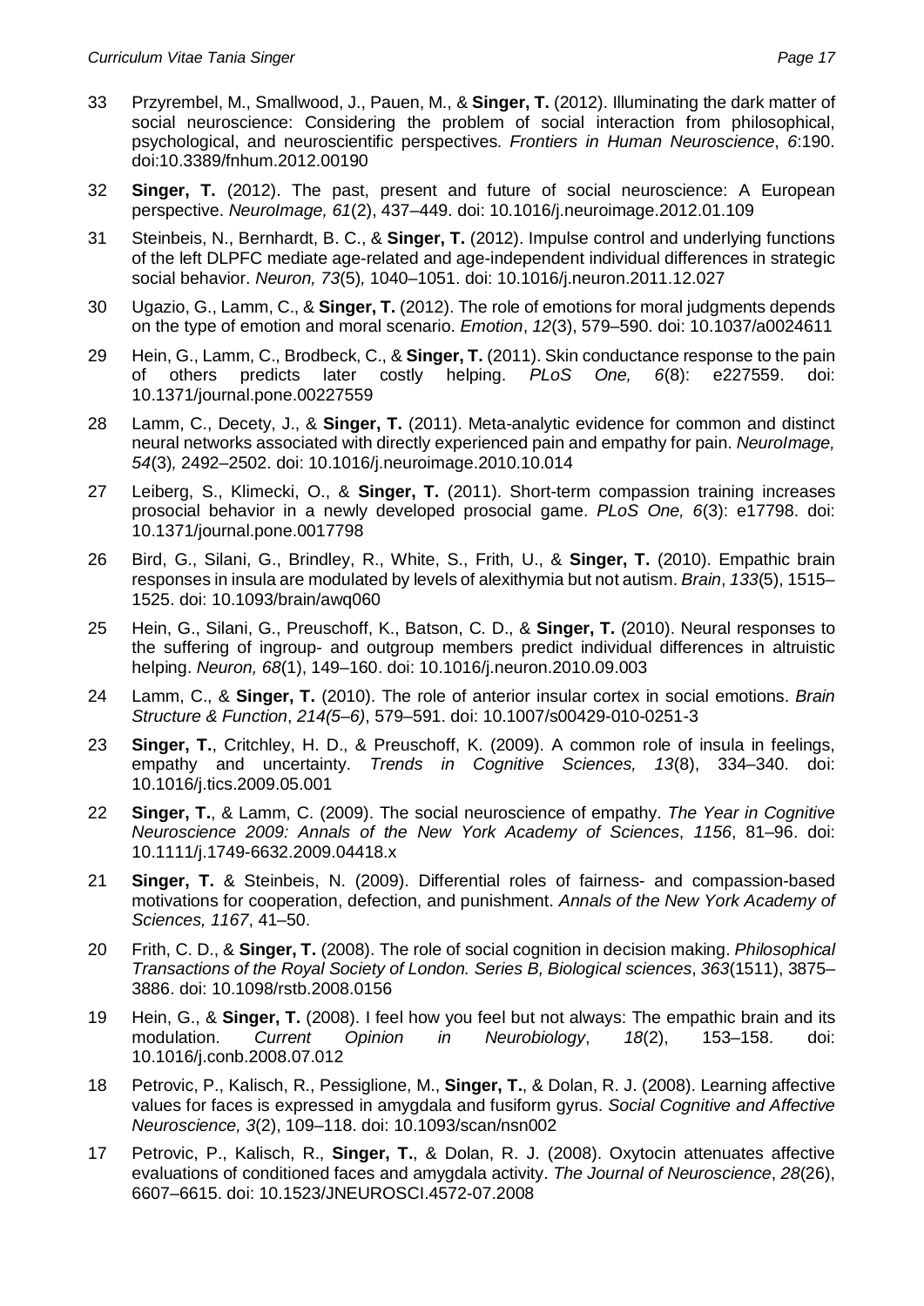33 Przyrembel, M., Smallwood, J., Pauen, M., & **Singer, T.** (2012). Illuminating the dark matter of social neuroscience: Considering the problem of social interaction from philosophical, psychological, and neuroscientific perspectives. *Frontiers in Human Neuroscience*, *6*:190. doi:10.3389/fnhum.2012.00190

32 **Singer, T.** (2012). The past, present and future of social neuroscience: A European perspective. *NeuroImage, 61*(2), 437–449. doi: 10.1016/j.neuroimage.2012.01.109

31 Steinbeis, N., Bernhardt, B. C., & **Singer, T.** (2012). Impulse control and underlying functions of the left DLPFC mediate age-related and age-independent individual differences in strategic social behavior. *Neuron, 73*(5)*,* 1040–1051. doi: 10.1016/j.neuron.2011.12.027

30 Ugazio, G., Lamm, C., & **Singer, T.** (2012). The role of emotions for moral judgments depends on the type of emotion and moral scenario. *Emotion*, *12*(3), 579–590. doi: 10.1037/a0024611

29 Hein, G., Lamm, C., Brodbeck, C., & **Singer, T.** (2011). Skin conductance response to the pain of others predicts later costly helping. *PLoS One, 6*(8): e227559. doi: 10.1371/journal.pone.00227559

28 Lamm, C., Decety, J., & **Singer, T.** (2011). Meta-analytic evidence for common and distinct neural networks associated with directly experienced pain and empathy for pain. *NeuroImage, 54*(3)*,* 2492–2502. doi: 10.1016/j.neuroimage.2010.10.014

27 Leiberg, S., Klimecki, O., & **Singer, T.** (2011). Short-term compassion training increases prosocial behavior in a newly developed prosocial game. *PLoS One, 6*(3): e17798. doi: 10.1371/journal.pone.0017798

26 Bird, G., Silani, G., Brindley, R., White, S., Frith, U., & **Singer, T.** (2010). Empathic brain responses in insula are modulated by levels of alexithymia but not autism. *Brain*, *133*(5), 1515–1525. doi: 10.1093/brain/awq060

25 Hein, G., Silani, G., Preuschoff, K., Batson, C. D., & **Singer, T.** (2010). Neural responses to the suffering of ingroup- and outgroup members predict individual differences in altruistic helping. *Neuron, 68*(1), 149–160. doi: 10.1016/j.neuron.2010.09.003

24 Lamm, C., & **Singer, T.** (2010). The role of anterior insular cortex in social emotions. *Brain Structure & Function*, *214(5–6)*, 579–591. doi: 10.1007/s00429-010-0251-3

23 **Singer, T.**, Critchley, H. D., & Preuschoff, K. (2009). A common role of insula in feelings, empathy and uncertainty. *Trends in Cognitive Sciences, 13*(8), 334–340. doi: 10.1016/j.tics.2009.05.001

22 **Singer, T.**, & Lamm, C. (2009). The social neuroscience of empathy. *The Year in Cognitive Neuroscience 2009: Annals of the New York Academy of Sciences*, *1156*, 81–96. doi: 10.1111/j.1749-6632.2009.04418.x

21 **Singer, T.** & Steinbeis, N. (2009). Differential roles of fairness- and compassion-based motivations for cooperation, defection, and punishment. *Annals of the New York Academy of Sciences, 1167*, 41–50.

20 Frith, C. D., & **Singer, T.** (2008). The role of social cognition in decision making. *Philosophical Transactions of the Royal Society of London. Series B, Biological sciences*, *363*(1511), 3875–3886. doi: 10.1098/rstb.2008.0156

19 Hein, G., & **Singer, T.** (2008). I feel how you feel but not always: The empathic brain and its modulation. *Current Opinion in Neurobiology*, *18*(2), 153–158. doi: 10.1016/j.conb.2008.07.012

18 Petrovic, P., Kalisch, R., Pessiglione, M., **Singer, T.**, & Dolan, R. J. (2008). Learning affective values for faces is expressed in amygdala and fusiform gyrus. *Social Cognitive and Affective Neuroscience, 3*(2), 109–118. doi: 10.1093/scan/nsn002

17 Petrovic, P., Kalisch, R., **Singer, T.**, & Dolan, R. J. (2008). Oxytocin attenuates affective evaluations of conditioned faces and amygdala activity. *The Journal of Neuroscience*, *28*(26), 6607–6615. doi: 10.1523/JNEUROSCI.4572-07.2008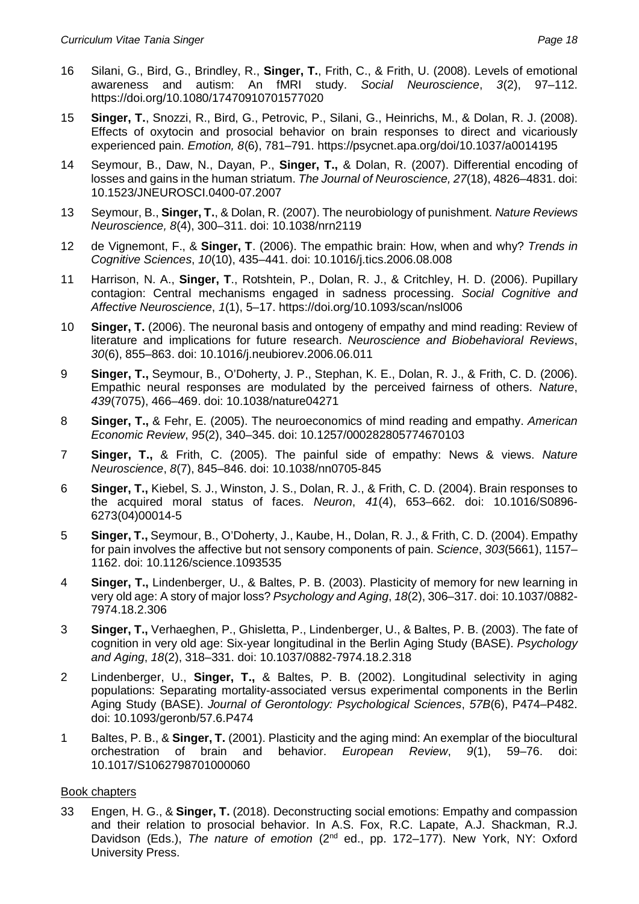16 Silani, G., Bird, G., Brindley, R., **Singer, T.**, Frith, C., & Frith, U. (2008). Levels of emotional awareness and autism: An fMRI study. *Social Neuroscience*, *3*(2), 97–112. https://doi.org/10.1080/17470910701577020

15 **Singer, T.**, Snozzi, R., Bird, G., Petrovic, P., Silani, G., Heinrichs, M., & Dolan, R. J. (2008). Effects of oxytocin and prosocial behavior on brain responses to direct and vicariously experienced pain. *Emotion, 8*(6), 781–791. https://psycnet.apa.org/doi/10.1037/a0014195

14 Seymour, B., Daw, N., Dayan, P., **Singer, T.,** & Dolan, R. (2007). Differential encoding of losses and gains in the human striatum. *The Journal of Neuroscience, 27*(18), 4826–4831. doi: 10.1523/JNEUROSCI.0400-07.2007

13 Seymour, B., **Singer, T.**, & Dolan, R. (2007). The neurobiology of punishment. *Nature Reviews Neuroscience, 8*(4), 300–311. doi: 10.1038/nrn2119

12 de Vignemont, F., & **Singer, T**. (2006). The empathic brain: How, when and why? *Trends in Cognitive Sciences*, *10*(10), 435–441. doi: 10.1016/j.tics.2006.08.008

11 Harrison, N. A., **Singer, T**., Rotshtein, P., Dolan, R. J., & Critchley, H. D. (2006). Pupillary contagion: Central mechanisms engaged in sadness processing. *Social Cognitive and Affective Neuroscience*, *1*(1), 5–17. https://doi.org/10.1093/scan/nsl006

10 **Singer, T.** (2006). The neuronal basis and ontogeny of empathy and mind reading: Review of literature and implications for future research. *Neuroscience and Biobehavioral Reviews*, *30*(6), 855–863. doi: 10.1016/j.neubiorev.2006.06.011

9 **Singer, T.,** Seymour, B., O'Doherty, J. P., Stephan, K. E., Dolan, R. J., & Frith, C. D. (2006). Empathic neural responses are modulated by the perceived fairness of others. *Nature*, *439*(7075), 466–469. doi: 10.1038/nature04271

8 **Singer, T.,** & Fehr, E. (2005). The neuroeconomics of mind reading and empathy. *American Economic Review*, *95*(2), 340–345. doi: 10.1257/000282805774670103

7 **Singer, T.,** & Frith, C. (2005). The painful side of empathy: News & views. *Nature Neuroscience*, *8*(7), 845–846. doi: 10.1038/nn0705-845

6 **Singer, T.,** Kiebel, S. J., Winston, J. S., Dolan, R. J., & Frith, C. D. (2004). Brain responses to the acquired moral status of faces. *Neuron*, *41*(4), 653–662. doi: 10.1016/S0896-6273(04)00014-5

5 **Singer, T.,** Seymour, B., O'Doherty, J., Kaube, H., Dolan, R. J., & Frith, C. D. (2004). Empathy for pain involves the affective but not sensory components of pain. *Science*, *303*(5661), 1157–1162. doi: 10.1126/science.1093535

4 **Singer, T.,** Lindenberger, U., & Baltes, P. B. (2003). Plasticity of memory for new learning in very old age: A story of major loss? *Psychology and Aging*, *18*(2), 306–317. doi: 10.1037/0882-7974.18.2.306

3 **Singer, T.,** Verhaeghen, P., Ghisletta, P., Lindenberger, U., & Baltes, P. B. (2003). The fate of cognition in very old age: Six-year longitudinal in the Berlin Aging Study (BASE). *Psychology and Aging*, *18*(2), 318–331. doi: 10.1037/0882-7974.18.2.318

2 Lindenberger, U., **Singer, T.,** & Baltes, P. B. (2002). Longitudinal selectivity in aging populations: Separating mortality-associated versus experimental components in the Berlin Aging Study (BASE). *Journal of Gerontology: Psychological Sciences*, *57B*(6), P474–P482. doi: 10.1093/geronb/57.6.P474

1 Baltes, P. B., & **Singer, T.** (2001). Plasticity and the aging mind: An exemplar of the biocultural orchestration of brain and behavior. *European Review*, *9*(1), 59–76. doi: 10.1017/S1062798701000060

## Book chapters

33 Engen, H. G., & **Singer, T.** (2018). Deconstructing social emotions: Empathy and compassion and their relation to prosocial behavior. In A.S. Fox, R.C. Lapate, A.J. Shackman, R.J. Davidson (Eds.), *The nature of emotion* (2nd ed., pp. 172–177). New York, NY: Oxford University Press.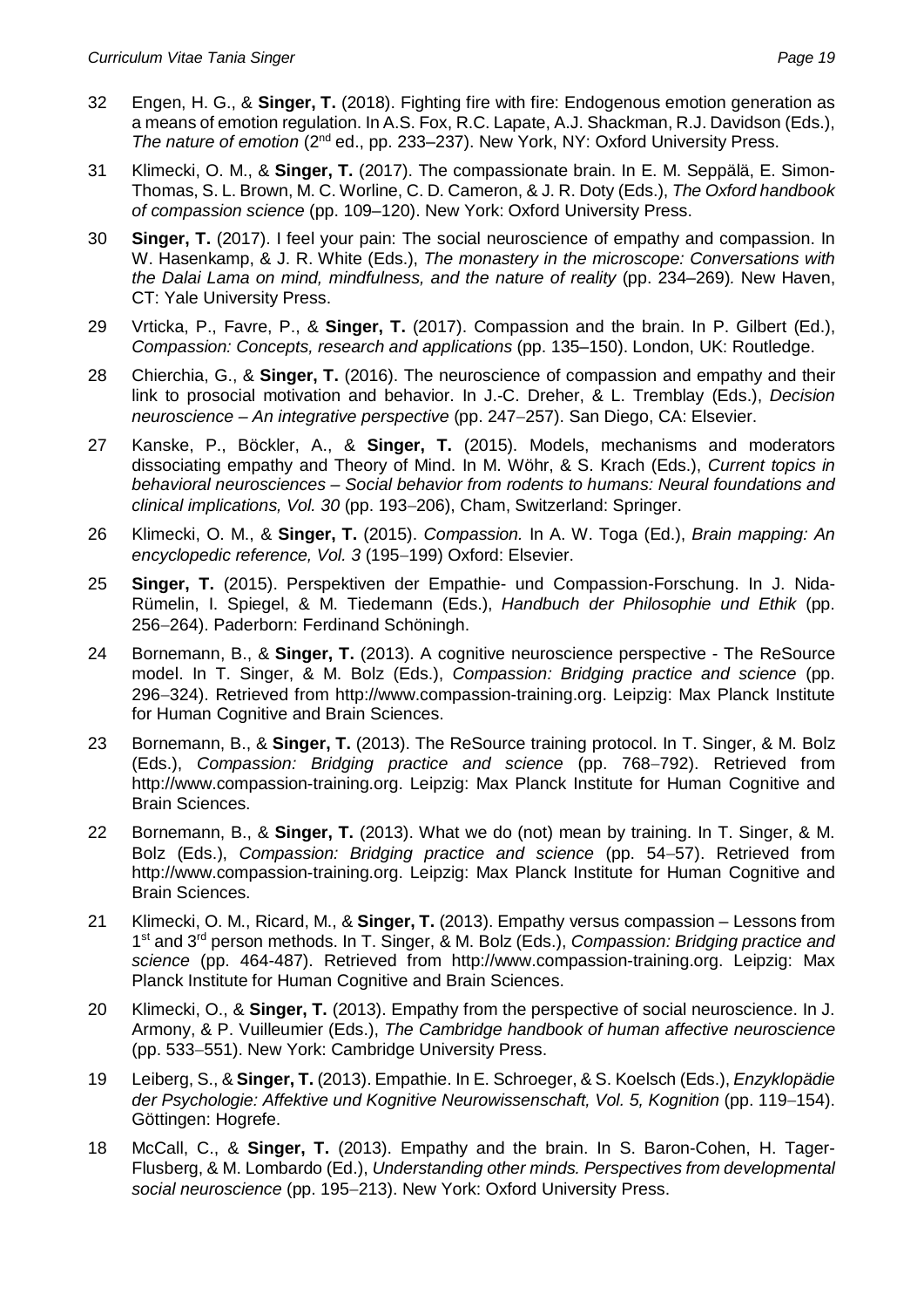32 Engen, H. G., & **Singer, T.** (2018). Fighting fire with fire: Endogenous emotion generation as a means of emotion regulation. In A.S. Fox, R.C. Lapate, A.J. Shackman, R.J. Davidson (Eds.), *The nature of emotion* (2nd ed., pp. 233–237). New York, NY: Oxford University Press.

31 Klimecki, O. M., & **Singer, T.** (2017). The compassionate brain. In E. M. Seppälä, E. Simon-Thomas, S. L. Brown, M. C. Worline, C. D. Cameron, & J. R. Doty (Eds.), *The Oxford handbook of compassion science* (pp. 109–120). New York: Oxford University Press.

30 **Singer, T.** (2017). I feel your pain: The social neuroscience of empathy and compassion. In W. Hasenkamp, & J. R. White (Eds.), *The monastery in the microscope: Conversations with the Dalai Lama on mind, mindfulness, and the nature of reality* (pp. 234–269). New Haven, CT: Yale University Press.

29 Vrticka, P., Favre, P., & **Singer, T.** (2017). Compassion and the brain. In P. Gilbert (Ed.), *Compassion: Concepts, research and applications* (pp. 135–150). London, UK: Routledge.

28 Chierchia, G., & **Singer, T.** (2016). The neuroscience of compassion and empathy and their link to prosocial motivation and behavior. In J.-C. Dreher, & L. Tremblay (Eds.), *Decision neuroscience – An integrative perspective* (pp. 247–257). San Diego, CA: Elsevier.

27 Kanske, P., Böckler, A., & **Singer, T.** (2015). Models, mechanisms and moderators dissociating empathy and Theory of Mind. In M. Wöhr, & S. Krach (Eds.), *Current topics in behavioral neurosciences – Social behavior from rodents to humans: Neural foundations and clinical implications, Vol. 30* (pp. 193–206), Cham, Switzerland: Springer.

26 Klimecki, O. M., & **Singer, T.** (2015). *Compassion.* In A. W. Toga (Ed.), *Brain mapping: An encyclopedic reference, Vol. 3* (195–199) Oxford: Elsevier.

25 **Singer, T.** (2015). Perspektiven der Empathie- und Compassion-Forschung. In J. Nida-Rümelin, I. Spiegel, & M. Tiedemann (Eds.), *Handbuch der Philosophie und Ethik* (pp. 256–264). Paderborn: Ferdinand Schöningh.

24 Bornemann, B., & **Singer, T.** (2013). A cognitive neuroscience perspective - The ReSource model. In T. Singer, & M. Bolz (Eds.), *Compassion: Bridging practice and science* (pp. 296–324). Retrieved from http://www.compassion-training.org. Leipzig: Max Planck Institute for Human Cognitive and Brain Sciences.

23 Bornemann, B., & **Singer, T.** (2013). The ReSource training protocol. In T. Singer, & M. Bolz (Eds.), *Compassion: Bridging practice and science* (pp. 768–792). Retrieved from http://www.compassion-training.org. Leipzig: Max Planck Institute for Human Cognitive and Brain Sciences.

22 Bornemann, B., & **Singer, T.** (2013). What we do (not) mean by training. In T. Singer, & M. Bolz (Eds.), *Compassion: Bridging practice and science* (pp. 54–57). Retrieved from http://www.compassion-training.org. Leipzig: Max Planck Institute for Human Cognitive and Brain Sciences.

21 Klimecki, O. M., Ricard, M., & **Singer, T.** (2013). Empathy versus compassion – Lessons from 1st and 3rd person methods. In T. Singer, & M. Bolz (Eds.), *Compassion: Bridging practice and science* (pp. 464-487). Retrieved from http://www.compassion-training.org. Leipzig: Max Planck Institute for Human Cognitive and Brain Sciences.

20 Klimecki, O., & **Singer, T.** (2013). Empathy from the perspective of social neuroscience. In J. Armony, & P. Vuilleumier (Eds.), *The Cambridge handbook of human affective neuroscience* (pp. 533–551). New York: Cambridge University Press.

19 Leiberg, S., & **Singer, T.** (2013). Empathie. In E. Schroeger, & S. Koelsch (Eds.), *Enzyklopädie der Psychologie: Affektive und Kognitive Neurowissenschaft, Vol. 5, Kognition* (pp. 119–154). Göttingen: Hogrefe.

18 McCall, C., & **Singer, T.** (2013). Empathy and the brain. In S. Baron-Cohen, H. Tager-Flusberg, & M. Lombardo (Ed.), *Understanding other minds. Perspectives from developmental social neuroscience* (pp. 195–213). New York: Oxford University Press.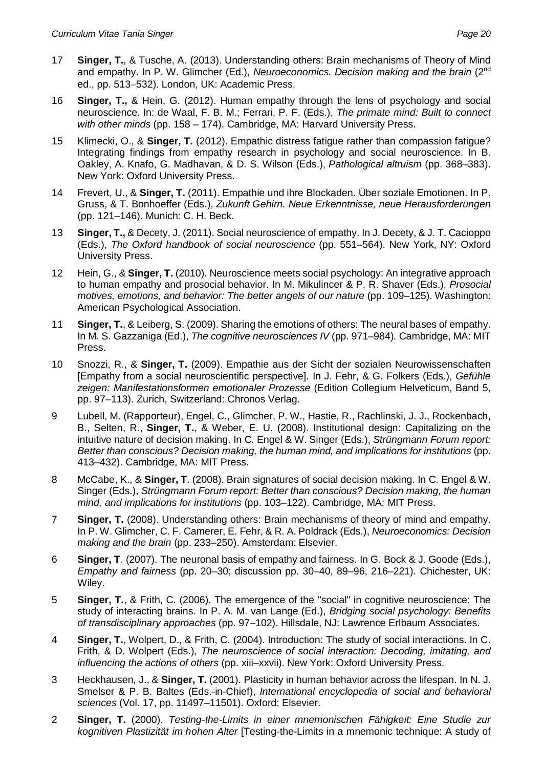17 **Singer, T.**, & Tusche, A. (2013). Understanding others: Brain mechanisms of Theory of Mind and empathy. In P. W. Glimcher (Ed.), *Neuroeconomics. Decision making and the brain* (2nd ed., pp. 513–532). London, UK: Academic Press.

16 **Singer, T.,** & Hein, G. (2012). Human empathy through the lens of psychology and social neuroscience. In: de Waal, F. B. M.; Ferrari, P. F. (Eds.), *The primate mind: Built to connect with other minds* (pp. 158 – 174). Cambridge, MA: Harvard University Press.

15 Klimecki, O., & **Singer, T.** (2012). Empathic distress fatigue rather than compassion fatigue? Integrating findings from empathy research in psychology and social neuroscience. In B. Oakley, A. Knafo, G. Madhavan, & D. S. Wilson (Eds.), *Pathological altruism* (pp. 368–383). New York: Oxford University Press.

14 Frevert, U., & **Singer, T.** (2011). Empathie und ihre Blockaden. Über soziale Emotionen. In P. Gruss, & T. Bonhoeffer (Eds.), *Zukunft Gehirn. Neue Erkenntnisse, neue Herausforderungen* (pp. 121–146). Munich: C. H. Beck.

13 **Singer, T.,** & Decety, J. (2011). Social neuroscience of empathy. In J. Decety, & J. T. Cacioppo (Eds.), *The Oxford handbook of social neuroscience* (pp. 551–564). New York, NY: Oxford University Press.

12 Hein, G., & **Singer, T.** (2010). Neuroscience meets social psychology: An integrative approach to human empathy and prosocial behavior. In M. Mikulincer & P. R. Shaver (Eds.), *Prosocial motives, emotions, and behavior: The better angels of our nature* (pp. 109–125). Washington: American Psychological Association.

11 **Singer, T.**, & Leiberg, S. (2009). Sharing the emotions of others: The neural bases of empathy. In M. S. Gazzaniga (Ed.), *The cognitive neurosciences IV* (pp. 971–984)*.* Cambridge, MA: MIT Press.

10 Snozzi, R., & **Singer, T.** (2009). Empathie aus der Sicht der sozialen Neurowissenschaften [Empathy from a social neuroscientific perspective]. In J. Fehr, & G. Folkers (Eds.), *Gefühle zeigen: Manifestationsformen emotionaler Prozesse* (Edition Collegium Helveticum, Band 5, pp. 97–113). Zurich, Switzerland: Chronos Verlag.

9 Lubell, M. (Rapporteur), Engel, C., Glimcher, P. W., Hastie, R., Rachlinski, J. J., Rockenbach, B., Selten, R., **Singer, T.**, & Weber, E. U. (2008). Institutional design: Capitalizing on the intuitive nature of decision making. In C. Engel & W. Singer (Eds.), *Strüngmann Forum report: Better than conscious? Decision making, the human mind, and implications for institutions* (pp. 413–432). Cambridge, MA: MIT Press.

8 McCabe, K., & **Singer, T**. (2008). Brain signatures of social decision making. In C. Engel & W. Singer (Eds.), *Strüngmann Forum report: Better than conscious? Decision making, the human mind, and implications for institutions* (pp. 103–122). Cambridge, MA: MIT Press.

7 **Singer, T.** (2008). Understanding others: Brain mechanisms of theory of mind and empathy. In P. W. Glimcher, C. F. Camerer, E. Fehr, & R. A. Poldrack (Eds.), *Neuroeconomics: Decision making and the brain* (pp. 233–250). Amsterdam: Elsevier.

6 **Singer, T**. (2007). The neuronal basis of empathy and fairness. In G. Bock & J. Goode (Eds.), *Empathy and fairness* (pp. 20–30; discussion pp. 30–40, 89–96, 216–221). Chichester, UK: Wiley.

5 **Singer, T.**, & Frith, C. (2006). The emergence of the "social" in cognitive neuroscience: The study of interacting brains. In P. A. M. van Lange (Ed.), *Bridging social psychology: Benefits of transdisciplinary approaches* (pp. 97–102). Hillsdale, NJ: Lawrence Erlbaum Associates.

4 **Singer, T.**, Wolpert, D., & Frith, C. (2004). Introduction: The study of social interactions. In C. Frith, & D. Wolpert (Eds.), *The neuroscience of social interaction: Decoding, imitating, and influencing the actions of others* (pp. xiii–xxvii). New York: Oxford University Press.

3 Heckhausen, J., & **Singer, T.** (2001). Plasticity in human behavior across the lifespan. In N. J. Smelser & P. B. Baltes (Eds.-in-Chief), *International encyclopedia of social and behavioral sciences* (Vol. 17, pp. 11497–11501). Oxford: Elsevier.

2 **Singer, T.** (2000). *Testing-the-Limits in einer mnemonischen Fähigkeit: Eine Studie zur kognitiven Plastizität im hohen Alter* [Testing-the-Limits in a mnemonic technique: A study of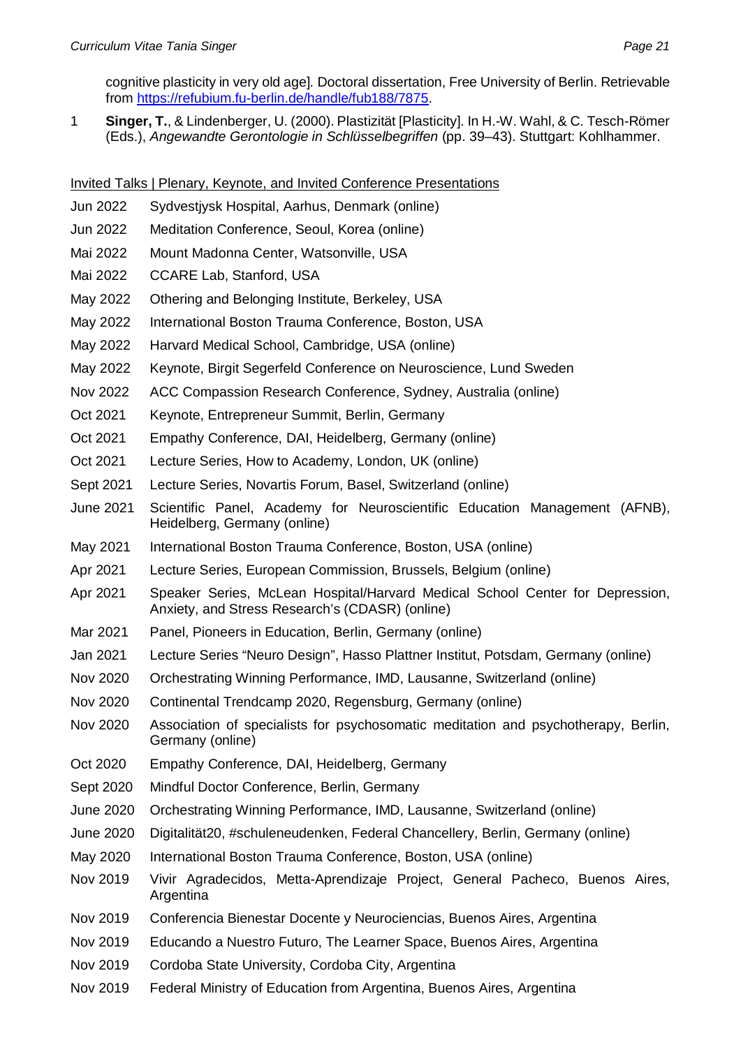cognitive plasticity in very old age]. Doctoral dissertation, Free University of Berlin. Retrievable from https://refubium.fu-berlin.de/handle/fub188/7875.

1 **Singer, T.**, & Lindenberger, U. (2000). Plastizität [Plasticity]. In H.-W. Wahl, & C. Tesch-Römer (Eds.), *Angewandte Gerontologie in Schlüsselbegriffen* (pp. 39–43). Stuttgart: Kohlhammer.

## Invited Talks | Plenary, Keynote, and Invited Conference Presentations

Jun 2022 Sydvestjysk Hospital, Aarhus, Denmark (online)

Jun 2022 Meditation Conference, Seoul, Korea (online)

Mai 2022 Mount Madonna Center, Watsonville, USA

Mai 2022 CCARE Lab, Stanford, USA

May 2022 Othering and Belonging Institute, Berkeley, USA

May 2022 International Boston Trauma Conference, Boston, USA

May 2022 Harvard Medical School, Cambridge, USA (online)

May 2022 Keynote, Birgit Segerfeld Conference on Neuroscience, Lund Sweden

Nov 2022 ACC Compassion Research Conference, Sydney, Australia (online)

Oct 2021 Keynote, Entrepreneur Summit, Berlin, Germany

Oct 2021 Empathy Conference, DAI, Heidelberg, Germany (online)

Oct 2021 Lecture Series, How to Academy, London, UK (online)

Sept 2021 Lecture Series, Novartis Forum, Basel, Switzerland (online)

June 2021 Scientific Panel, Academy for Neuroscientific Education Management (AFNB), Heidelberg, Germany (online)

May 2021 International Boston Trauma Conference, Boston, USA (online)

Apr 2021 Lecture Series, European Commission, Brussels, Belgium (online)

Apr 2021 Speaker Series, McLean Hospital/Harvard Medical School Center for Depression, Anxiety, and Stress Research's (CDASR) (online)

Mar 2021 Panel, Pioneers in Education, Berlin, Germany (online)

Jan 2021 Lecture Series "Neuro Design", Hasso Plattner Institut, Potsdam, Germany (online)

Nov 2020 Orchestrating Winning Performance, IMD, Lausanne, Switzerland (online)

Nov 2020 Continental Trendcamp 2020, Regensburg, Germany (online)

Nov 2020 Association of specialists for psychosomatic meditation and psychotherapy, Berlin, Germany (online)

Oct 2020 Empathy Conference, DAI, Heidelberg, Germany

Sept 2020 Mindful Doctor Conference, Berlin, Germany

June 2020 Orchestrating Winning Performance, IMD, Lausanne, Switzerland (online)

June 2020 Digitalität20, #schuleneudenken, Federal Chancellery, Berlin, Germany (online)

May 2020 International Boston Trauma Conference, Boston, USA (online)

Nov 2019 Vivir Agradecidos, Metta-Aprendizaje Project, General Pacheco, Buenos Aires, Argentina

Nov 2019 Conferencia Bienestar Docente y Neurociencias, Buenos Aires, Argentina

Nov 2019 Educando a Nuestro Futuro, The Learner Space, Buenos Aires, Argentina

Nov 2019 Cordoba State University, Cordoba City, Argentina

Nov 2019 Federal Ministry of Education from Argentina, Buenos Aires, Argentina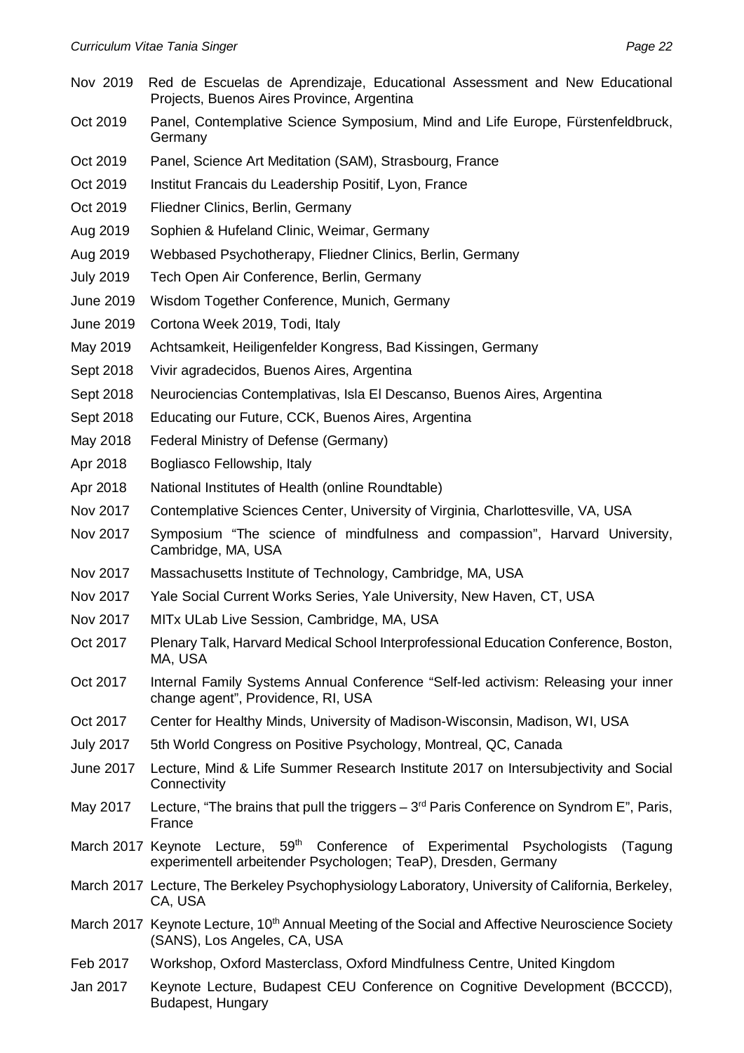Nov 2019 Red de Escuelas de Aprendizaje, Educational Assessment and New Educational Projects, Buenos Aires Province, Argentina

Oct 2019 Panel, Contemplative Science Symposium, Mind and Life Europe, Fürstenfeldbruck, Germany

Oct 2019 Panel, Science Art Meditation (SAM), Strasbourg, France

Oct 2019 Institut Francais du Leadership Positif, Lyon, France

Oct 2019 Fliedner Clinics, Berlin, Germany

Aug 2019 Sophien & Hufeland Clinic, Weimar, Germany

Aug 2019 Webbased Psychotherapy, Fliedner Clinics, Berlin, Germany

July 2019 Tech Open Air Conference, Berlin, Germany

June 2019 Wisdom Together Conference, Munich, Germany

June 2019 Cortona Week 2019, Todi, Italy

May 2019 Achtsamkeit, Heiligenfelder Kongress, Bad Kissingen, Germany

Sept 2018 Vivir agradecidos, Buenos Aires, Argentina

Sept 2018 Neurociencias Contemplativas, Isla El Descanso, Buenos Aires, Argentina

Sept 2018 Educating our Future, CCK, Buenos Aires, Argentina

May 2018 Federal Ministry of Defense (Germany)

Apr 2018 Bogliasco Fellowship, Italy

Apr 2018 National Institutes of Health (online Roundtable)

Nov 2017 Contemplative Sciences Center, University of Virginia, Charlottesville, VA, USA

Nov 2017 Symposium "The science of mindfulness and compassion", Harvard University, Cambridge, MA, USA

Nov 2017 Massachusetts Institute of Technology, Cambridge, MA, USA

Nov 2017 Yale Social Current Works Series, Yale University, New Haven, CT, USA

Nov 2017 MITx ULab Live Session, Cambridge, MA, USA

Oct 2017 Plenary Talk, Harvard Medical School Interprofessional Education Conference, Boston, MA, USA

Oct 2017 Internal Family Systems Annual Conference "Self-led activism: Releasing your inner change agent", Providence, RI, USA

Oct 2017 Center for Healthy Minds, University of Madison-Wisconsin, Madison, WI, USA

July 2017 5th World Congress on Positive Psychology, Montreal, QC, Canada

June 2017 Lecture, Mind & Life Summer Research Institute 2017 on Intersubjectivity and Social Connectivity

May 2017 Lecture, "The brains that pull the triggers – 3rd Paris Conference on Syndrom E", Paris, France

March 2017 Keynote Lecture, 59th Conference of Experimental Psychologists (Tagung experimentell arbeitender Psychologen; TeaP), Dresden, Germany

March 2017 Lecture, The Berkeley Psychophysiology Laboratory, University of California, Berkeley, CA, USA

March 2017 Keynote Lecture, 10th Annual Meeting of the Social and Affective Neuroscience Society (SANS), Los Angeles, CA, USA

Feb 2017 Workshop, Oxford Masterclass, Oxford Mindfulness Centre, United Kingdom

Jan 2017 Keynote Lecture, Budapest CEU Conference on Cognitive Development (BCCCD), Budapest, Hungary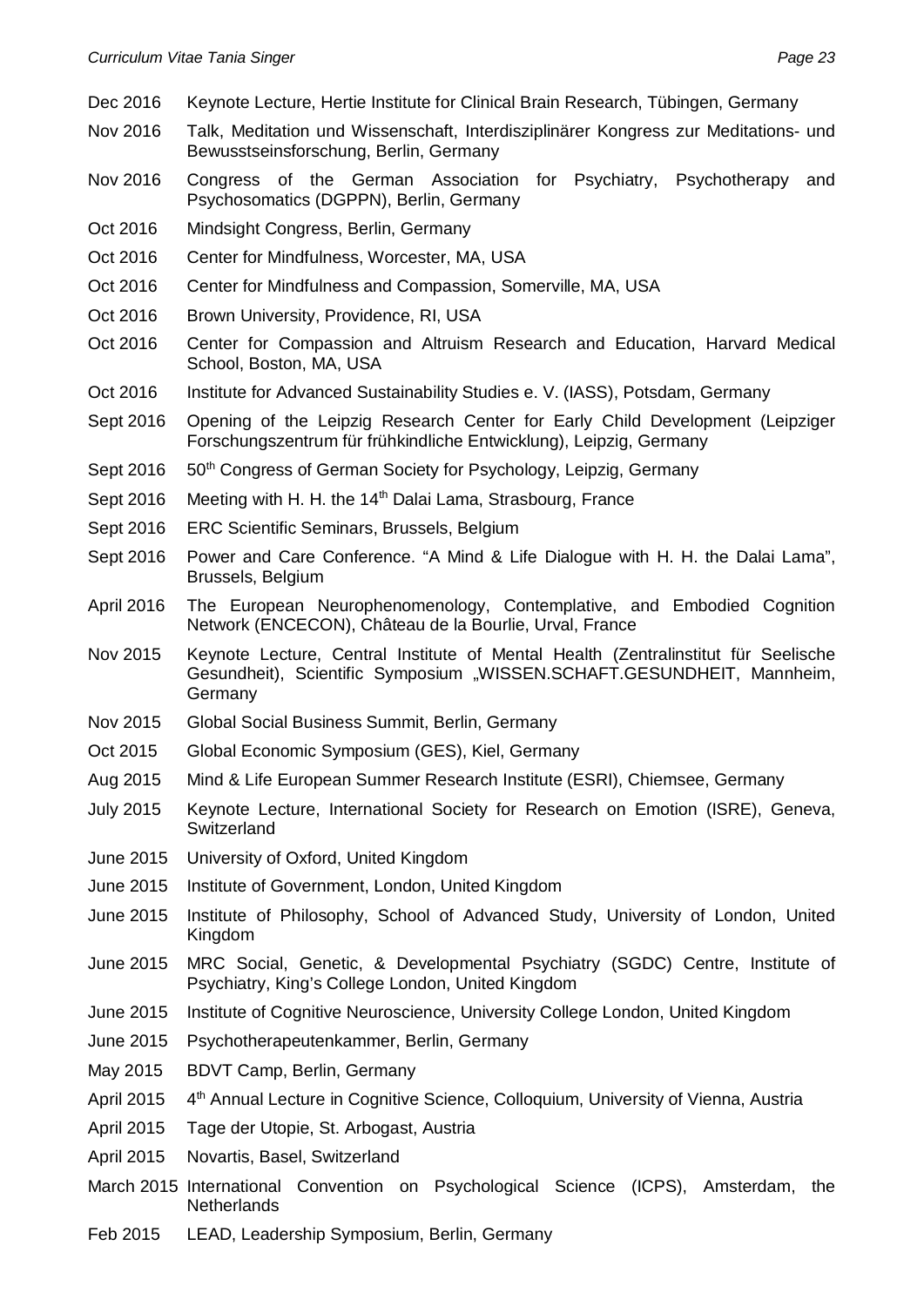Dec 2016 Keynote Lecture, Hertie Institute for Clinical Brain Research, Tübingen, Germany

Nov 2016 Talk, Meditation und Wissenschaft, Interdisziplinärer Kongress zur Meditations- und Bewusstseinsforschung, Berlin, Germany

Nov 2016 Congress of the German Association for Psychiatry, Psychotherapy and Psychosomatics (DGPPN), Berlin, Germany

Oct 2016 Mindsight Congress, Berlin, Germany

Oct 2016 Center for Mindfulness, Worcester, MA, USA

Oct 2016 Center for Mindfulness and Compassion, Somerville, MA, USA

Oct 2016 Brown University, Providence, RI, USA

Oct 2016 Center for Compassion and Altruism Research and Education, Harvard Medical School, Boston, MA, USA

Oct 2016 Institute for Advanced Sustainability Studies e. V. (IASS), Potsdam, Germany

Sept 2016 Opening of the Leipzig Research Center for Early Child Development (Leipziger Forschungszentrum für frühkindliche Entwicklung), Leipzig, Germany

Sept 2016 50th Congress of German Society for Psychology, Leipzig, Germany

Sept 2016 Meeting with H. H. the 14th Dalai Lama, Strasbourg, France

Sept 2016 ERC Scientific Seminars, Brussels, Belgium

Sept 2016 Power and Care Conference. "A Mind & Life Dialogue with H. H. the Dalai Lama", Brussels, Belgium

April 2016 The European Neurophenomenology, Contemplative, and Embodied Cognition Network (ENCECON), Château de la Bourlie, Urval, France

Nov 2015 Keynote Lecture, Central Institute of Mental Health (Zentralinstitut für Seelische Gesundheit), Scientific Symposium „WISSEN.SCHAFT.GESUNDHEIT, Mannheim, Germany

Nov 2015 Global Social Business Summit, Berlin, Germany

Oct 2015 Global Economic Symposium (GES), Kiel, Germany

Aug 2015 Mind & Life European Summer Research Institute (ESRI), Chiemsee, Germany

July 2015 Keynote Lecture, International Society for Research on Emotion (ISRE), Geneva, Switzerland

June 2015 University of Oxford, United Kingdom

June 2015 Institute of Government, London, United Kingdom

June 2015 Institute of Philosophy, School of Advanced Study, University of London, United Kingdom

June 2015 MRC Social, Genetic, & Developmental Psychiatry (SGDC) Centre, Institute of Psychiatry, King's College London, United Kingdom

June 2015 Institute of Cognitive Neuroscience, University College London, United Kingdom

June 2015 Psychotherapeutenkammer, Berlin, Germany

May 2015 BDVT Camp, Berlin, Germany

April 2015 4th Annual Lecture in Cognitive Science, Colloquium, University of Vienna, Austria

April 2015 Tage der Utopie, St. Arbogast, Austria

April 2015 Novartis, Basel, Switzerland

March 2015 International Convention on Psychological Science (ICPS), Amsterdam, the Netherlands

Feb 2015 LEAD, Leadership Symposium, Berlin, Germany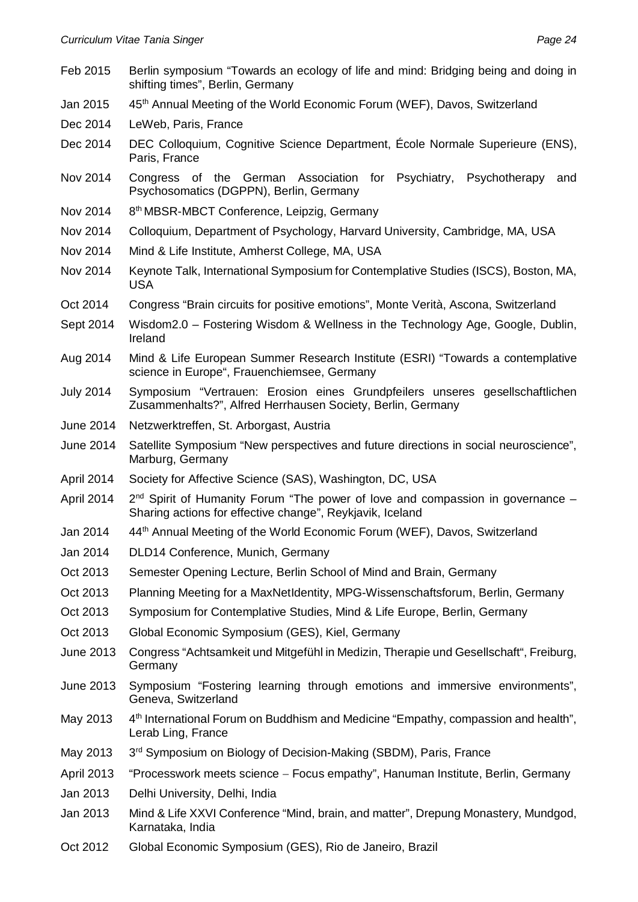| | |
|---|---|
| Feb 2015 | Berlin symposium “Towards an ecology of life and mind: Bridging being and doing in shifting times”, Berlin, Germany |
| Jan 2015 | 45th Annual Meeting of the World Economic Forum (WEF), Davos, Switzerland |
| Dec 2014 | LeWeb, Paris, France |
| Dec 2014 | DEC Colloquium, Cognitive Science Department, École Normale Superieure (ENS), Paris, France |
| Nov 2014 | Congress of the German Association for Psychiatry, Psychotherapy and Psychosomatics (DGPPN), Berlin, Germany |
| Nov 2014 | 8th MBSR-MBCT Conference, Leipzig, Germany |
| Nov 2014 | Colloquium, Department of Psychology, Harvard University, Cambridge, MA, USA |
| Nov 2014 | Mind & Life Institute, Amherst College, MA, USA |
| Nov 2014 | Keynote Talk, International Symposium for Contemplative Studies (ISCS), Boston, MA, USA |
| Oct 2014 | Congress “Brain circuits for positive emotions”, Monte Verità, Ascona, Switzerland |
| Sept 2014 | Wisdom2.0 – Fostering Wisdom & Wellness in the Technology Age, Google, Dublin, Ireland |
| Aug 2014 | Mind & Life European Summer Research Institute (ESRI) “Towards a contemplative science in Europe“, Frauenchiemsee, Germany |
| July 2014 | Symposium “Vertrauen: Erosion eines Grundpfeilers unseres gesellschaftlichen Zusammenhalts?”, Alfred Herrhausen Society, Berlin, Germany |
| June 2014 | Netzwerktreffen, St. Arborgast, Austria |
| June 2014 | Satellite Symposium “New perspectives and future directions in social neuroscience”, Marburg, Germany |
| April 2014 | Society for Affective Science (SAS), Washington, DC, USA |
| April 2014 | 2nd Spirit of Humanity Forum “The power of love and compassion in governance – Sharing actions for effective change”, Reykjavik, Iceland |
| Jan 2014 | 44th Annual Meeting of the World Economic Forum (WEF), Davos, Switzerland |
| Jan 2014 | DLD14 Conference, Munich, Germany |
| Oct 2013 | Semester Opening Lecture, Berlin School of Mind and Brain, Germany |
| Oct 2013 | Planning Meeting for a MaxNetIdentity, MPG-Wissenschaftsforum, Berlin, Germany |
| Oct 2013 | Symposium for Contemplative Studies, Mind & Life Europe, Berlin, Germany |
| Oct 2013 | Global Economic Symposium (GES), Kiel, Germany |
| June 2013 | Congress “Achtsamkeit und Mitgefühl in Medizin, Therapie und Gesellschaft“, Freiburg, Germany |
| June 2013 | Symposium “Fostering learning through emotions and immersive environments”, Geneva, Switzerland |
| May 2013 | 4th International Forum on Buddhism and Medicine “Empathy, compassion and health”, Lerab Ling, France |
| May 2013 | 3rd Symposium on Biology of Decision-Making (SBDM), Paris, France |
| April 2013 | “Processwork meets science – Focus empathy”, Hanuman Institute, Berlin, Germany |
| Jan 2013 | Delhi University, Delhi, India |
| Jan 2013 | Mind & Life XXVI Conference “Mind, brain, and matter”, Drepung Monastery, Mundgod, Karnataka, India |
| Oct 2012 | Global Economic Symposium (GES), Rio de Janeiro, Brazil |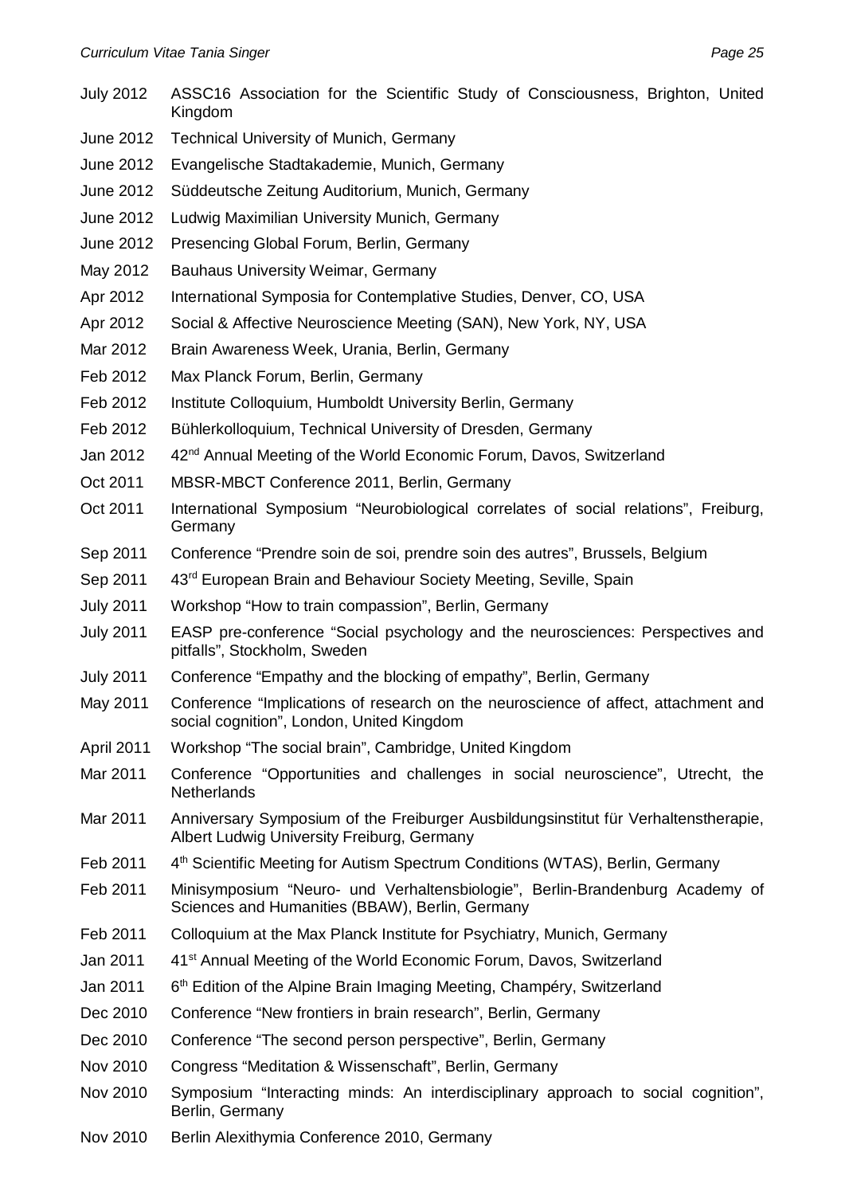| | |
|---|---|
| July 2012 | ASSC16 Association for the Scientific Study of Consciousness, Brighton, United Kingdom |
| June 2012 | Technical University of Munich, Germany |
| June 2012 | Evangelische Stadtakademie, Munich, Germany |
| June 2012 | Süddeutsche Zeitung Auditorium, Munich, Germany |
| June 2012 | Ludwig Maximilian University Munich, Germany |
| June 2012 | Presencing Global Forum, Berlin, Germany |
| May 2012 | Bauhaus University Weimar, Germany |
| Apr 2012 | International Symposia for Contemplative Studies, Denver, CO, USA |
| Apr 2012 | Social & Affective Neuroscience Meeting (SAN), New York, NY, USA |
| Mar 2012 | Brain Awareness Week, Urania, Berlin, Germany |
| Feb 2012 | Max Planck Forum, Berlin, Germany |
| Feb 2012 | Institute Colloquium, Humboldt University Berlin, Germany |
| Feb 2012 | Bühlerkolloquium, Technical University of Dresden, Germany |
| Jan 2012 | 42nd Annual Meeting of the World Economic Forum, Davos, Switzerland |
| Oct 2011 | MBSR-MBCT Conference 2011, Berlin, Germany |
| Oct 2011 | International Symposium "Neurobiological correlates of social relations", Freiburg, Germany |
| Sep 2011 | Conference "Prendre soin de soi, prendre soin des autres", Brussels, Belgium |
| Sep 2011 | 43rd European Brain and Behaviour Society Meeting, Seville, Spain |
| July 2011 | Workshop "How to train compassion", Berlin, Germany |
| July 2011 | EASP pre-conference "Social psychology and the neurosciences: Perspectives and pitfalls", Stockholm, Sweden |
| July 2011 | Conference "Empathy and the blocking of empathy", Berlin, Germany |
| May 2011 | Conference "Implications of research on the neuroscience of affect, attachment and social cognition", London, United Kingdom |
| April 2011 | Workshop "The social brain", Cambridge, United Kingdom |
| Mar 2011 | Conference "Opportunities and challenges in social neuroscience", Utrecht, the Netherlands |
| Mar 2011 | Anniversary Symposium of the Freiburger Ausbildungsinstitut für Verhaltenstherapie, Albert Ludwig University Freiburg, Germany |
| Feb 2011 | 4th Scientific Meeting for Autism Spectrum Conditions (WTAS), Berlin, Germany |
| Feb 2011 | Minisymposium "Neuro- und Verhaltensbiologie", Berlin-Brandenburg Academy of Sciences and Humanities (BBAW), Berlin, Germany |
| Feb 2011 | Colloquium at the Max Planck Institute for Psychiatry, Munich, Germany |
| Jan 2011 | 41st Annual Meeting of the World Economic Forum, Davos, Switzerland |
| Jan 2011 | 6th Edition of the Alpine Brain Imaging Meeting, Champéry, Switzerland |
| Dec 2010 | Conference "New frontiers in brain research", Berlin, Germany |
| Dec 2010 | Conference "The second person perspective", Berlin, Germany |
| Nov 2010 | Congress "Meditation & Wissenschaft", Berlin, Germany |
| Nov 2010 | Symposium "Interacting minds: An interdisciplinary approach to social cognition", Berlin, Germany |
| Nov 2010 | Berlin Alexithymia Conference 2010, Germany |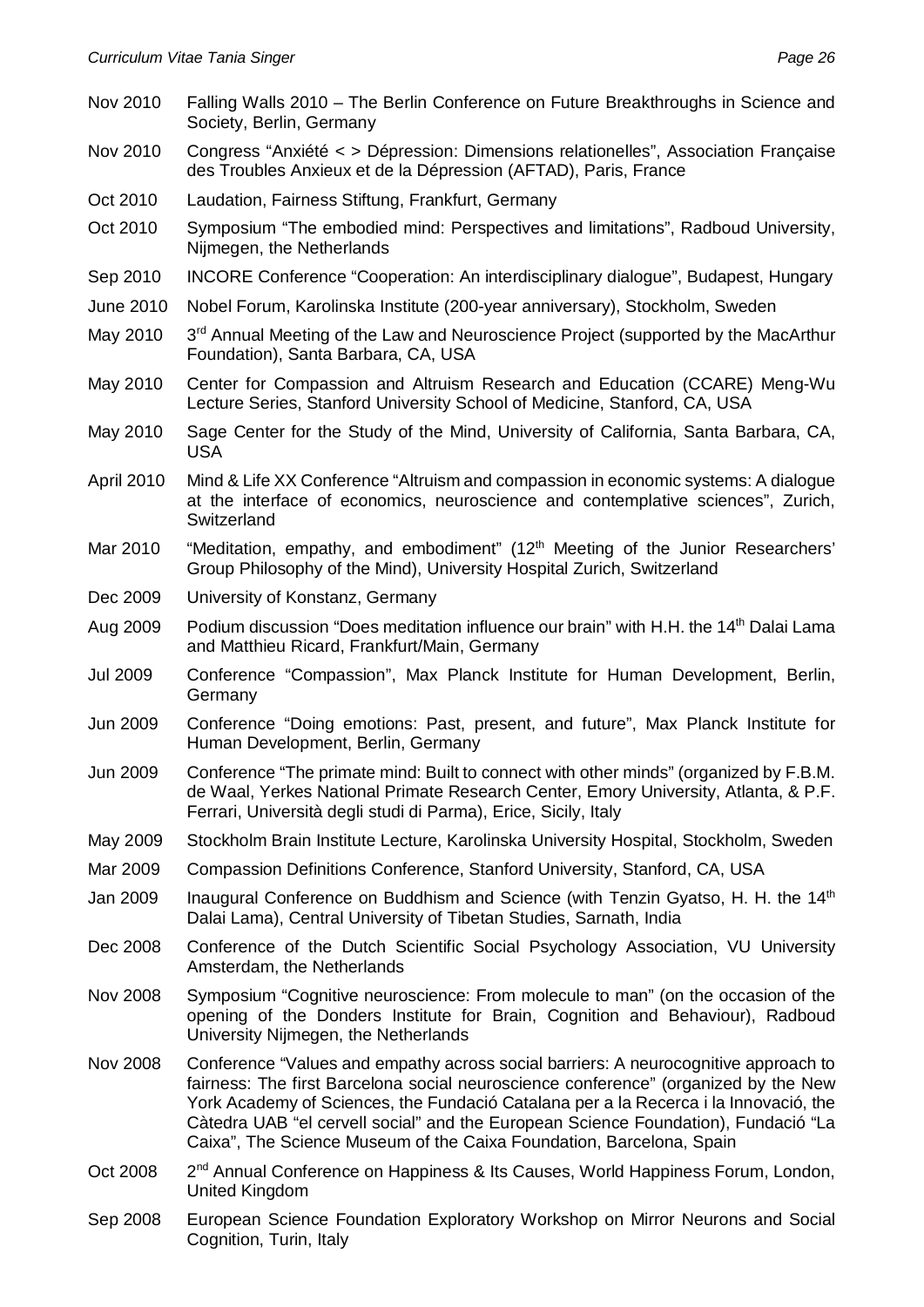Nov 2010	Falling Walls 2010 – The Berlin Conference on Future Breakthroughs in Science and Society, Berlin, Germany

Nov 2010	Congress "Anxiété < > Dépression: Dimensions relationelles", Association Française des Troubles Anxieux et de la Dépression (AFTAD), Paris, France

Oct 2010	Laudation, Fairness Stiftung, Frankfurt, Germany

Oct 2010	Symposium "The embodied mind: Perspectives and limitations", Radboud University, Nijmegen, the Netherlands

Sep 2010	INCORE Conference "Cooperation: An interdisciplinary dialogue", Budapest, Hungary

June 2010	Nobel Forum, Karolinska Institute (200-year anniversary), Stockholm, Sweden

May 2010	3rd Annual Meeting of the Law and Neuroscience Project (supported by the MacArthur Foundation), Santa Barbara, CA, USA

May 2010	Center for Compassion and Altruism Research and Education (CCARE) Meng-Wu Lecture Series, Stanford University School of Medicine, Stanford, CA, USA

May 2010	Sage Center for the Study of the Mind, University of California, Santa Barbara, CA, USA

April 2010	Mind & Life XX Conference "Altruism and compassion in economic systems: A dialogue at the interface of economics, neuroscience and contemplative sciences", Zurich, Switzerland

Mar 2010	"Meditation, empathy, and embodiment" (12th Meeting of the Junior Researchers' Group Philosophy of the Mind), University Hospital Zurich, Switzerland

Dec 2009	University of Konstanz, Germany

Aug 2009	Podium discussion "Does meditation influence our brain" with H.H. the 14th Dalai Lama and Matthieu Ricard, Frankfurt/Main, Germany

Jul 2009	Conference "Compassion", Max Planck Institute for Human Development, Berlin, Germany

Jun 2009	Conference "Doing emotions: Past, present, and future", Max Planck Institute for Human Development, Berlin, Germany

Jun 2009	Conference "The primate mind: Built to connect with other minds" (organized by F.B.M. de Waal, Yerkes National Primate Research Center, Emory University, Atlanta, & P.F. Ferrari, Università degli studi di Parma), Erice, Sicily, Italy

May 2009	Stockholm Brain Institute Lecture, Karolinska University Hospital, Stockholm, Sweden

Mar 2009	Compassion Definitions Conference, Stanford University, Stanford, CA, USA

Jan 2009	Inaugural Conference on Buddhism and Science (with Tenzin Gyatso, H. H. the 14th Dalai Lama), Central University of Tibetan Studies, Sarnath, India

Dec 2008	Conference of the Dutch Scientific Social Psychology Association, VU University Amsterdam, the Netherlands

Nov 2008	Symposium "Cognitive neuroscience: From molecule to man" (on the occasion of the opening of the Donders Institute for Brain, Cognition and Behaviour), Radboud University Nijmegen, the Netherlands

Nov 2008	Conference "Values and empathy across social barriers: A neurocognitive approach to fairness: The first Barcelona social neuroscience conference" (organized by the New York Academy of Sciences, the Fundació Catalana per a la Recerca i la Innovació, the Càtedra UAB "el cervell social" and the European Science Foundation), Fundació "La Caixa", The Science Museum of the Caixa Foundation, Barcelona, Spain

Oct 2008	2nd Annual Conference on Happiness & Its Causes, World Happiness Forum, London, United Kingdom

Sep 2008	European Science Foundation Exploratory Workshop on Mirror Neurons and Social Cognition, Turin, Italy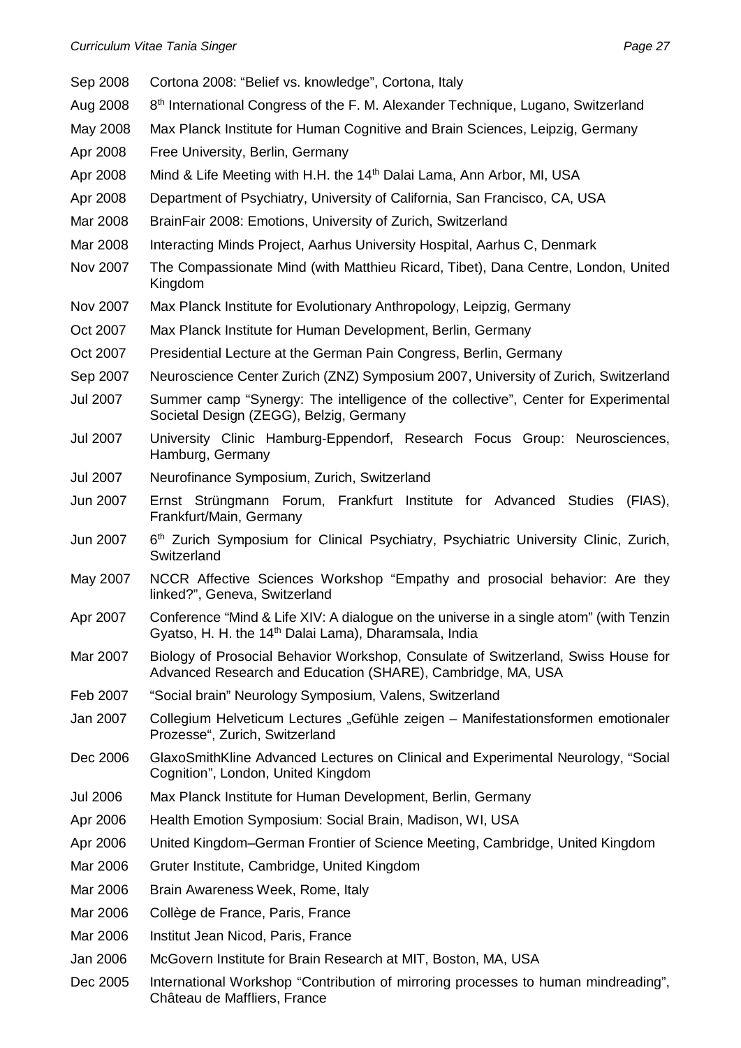| | |
|---|---|
| Sep 2008 | Cortona 2008: "Belief vs. knowledge", Cortona, Italy |
| Aug 2008 | 8th International Congress of the F. M. Alexander Technique, Lugano, Switzerland |
| May 2008 | Max Planck Institute for Human Cognitive and Brain Sciences, Leipzig, Germany |
| Apr 2008 | Free University, Berlin, Germany |
| Apr 2008 | Mind & Life Meeting with H.H. the 14th Dalai Lama, Ann Arbor, MI, USA |
| Apr 2008 | Department of Psychiatry, University of California, San Francisco, CA, USA |
| Mar 2008 | BrainFair 2008: Emotions, University of Zurich, Switzerland |
| Mar 2008 | Interacting Minds Project, Aarhus University Hospital, Aarhus C, Denmark |
| Nov 2007 | The Compassionate Mind (with Matthieu Ricard, Tibet), Dana Centre, London, United Kingdom |
| Nov 2007 | Max Planck Institute for Evolutionary Anthropology, Leipzig, Germany |
| Oct 2007 | Max Planck Institute for Human Development, Berlin, Germany |
| Oct 2007 | Presidential Lecture at the German Pain Congress, Berlin, Germany |
| Sep 2007 | Neuroscience Center Zurich (ZNZ) Symposium 2007, University of Zurich, Switzerland |
| Jul 2007 | Summer camp "Synergy: The intelligence of the collective", Center for Experimental Societal Design (ZEGG), Belzig, Germany |
| Jul 2007 | University Clinic Hamburg-Eppendorf, Research Focus Group: Neurosciences, Hamburg, Germany |
| Jul 2007 | Neurofinance Symposium, Zurich, Switzerland |
| Jun 2007 | Ernst Strüngmann Forum, Frankfurt Institute for Advanced Studies (FIAS), Frankfurt/Main, Germany |
| Jun 2007 | 6th Zurich Symposium for Clinical Psychiatry, Psychiatric University Clinic, Zurich, Switzerland |
| May 2007 | NCCR Affective Sciences Workshop "Empathy and prosocial behavior: Are they linked?", Geneva, Switzerland |
| Apr 2007 | Conference "Mind & Life XIV: A dialogue on the universe in a single atom" (with Tenzin Gyatso, H. H. the 14th Dalai Lama), Dharamsala, India |
| Mar 2007 | Biology of Prosocial Behavior Workshop, Consulate of Switzerland, Swiss House for Advanced Research and Education (SHARE), Cambridge, MA, USA |
| Feb 2007 | "Social brain" Neurology Symposium, Valens, Switzerland |
| Jan 2007 | Collegium Helveticum Lectures „Gefühle zeigen – Manifestationsformen emotionaler Prozesse", Zurich, Switzerland |
| Dec 2006 | GlaxoSmithKline Advanced Lectures on Clinical and Experimental Neurology, "Social Cognition", London, United Kingdom |
| Jul 2006 | Max Planck Institute for Human Development, Berlin, Germany |
| Apr 2006 | Health Emotion Symposium: Social Brain, Madison, WI, USA |
| Apr 2006 | United Kingdom–German Frontier of Science Meeting, Cambridge, United Kingdom |
| Mar 2006 | Gruter Institute, Cambridge, United Kingdom |
| Mar 2006 | Brain Awareness Week, Rome, Italy |
| Mar 2006 | Collège de France, Paris, France |
| Mar 2006 | Institut Jean Nicod, Paris, France |
| Jan 2006 | McGovern Institute for Brain Research at MIT, Boston, MA, USA |
| Dec 2005 | International Workshop "Contribution of mirroring processes to human mindreading", Château de Maffliers, France |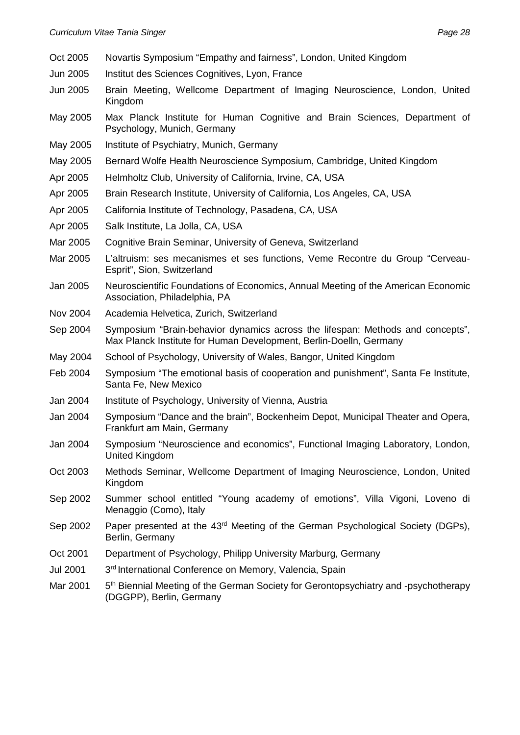Oct 2005 Novartis Symposium “Empathy and fairness”, London, United Kingdom

Jun 2005 Institut des Sciences Cognitives, Lyon, France

Jun 2005 Brain Meeting, Wellcome Department of Imaging Neuroscience, London, United Kingdom

May 2005 Max Planck Institute for Human Cognitive and Brain Sciences, Department of Psychology, Munich, Germany

May 2005 Institute of Psychiatry, Munich, Germany

May 2005 Bernard Wolfe Health Neuroscience Symposium, Cambridge, United Kingdom

Apr 2005 Helmholtz Club, University of California, Irvine, CA, USA

Apr 2005 Brain Research Institute, University of California, Los Angeles, CA, USA

Apr 2005 California Institute of Technology, Pasadena, CA, USA

Apr 2005 Salk Institute, La Jolla, CA, USA

Mar 2005 Cognitive Brain Seminar, University of Geneva, Switzerland

Mar 2005 L’altruism: ses mecanismes et ses functions, Veme Recontre du Group “Cerveau-Esprit”, Sion, Switzerland

Jan 2005 Neuroscientific Foundations of Economics, Annual Meeting of the American Economic Association, Philadelphia, PA

Nov 2004 Academia Helvetica, Zurich, Switzerland

Sep 2004 Symposium “Brain-behavior dynamics across the lifespan: Methods and concepts”, Max Planck Institute for Human Development, Berlin-Doelln, Germany

May 2004 School of Psychology, University of Wales, Bangor, United Kingdom

Feb 2004 Symposium “The emotional basis of cooperation and punishment”, Santa Fe Institute, Santa Fe, New Mexico

Jan 2004 Institute of Psychology, University of Vienna, Austria

Jan 2004 Symposium “Dance and the brain”, Bockenheim Depot, Municipal Theater and Opera, Frankfurt am Main, Germany

Jan 2004 Symposium “Neuroscience and economics”, Functional Imaging Laboratory, London, United Kingdom

Oct 2003 Methods Seminar, Wellcome Department of Imaging Neuroscience, London, United Kingdom

Sep 2002 Summer school entitled “Young academy of emotions”, Villa Vigoni, Loveno di Menaggio (Como), Italy

Sep 2002 Paper presented at the 43rd Meeting of the German Psychological Society (DGPs), Berlin, Germany

Oct 2001 Department of Psychology, Philipp University Marburg, Germany

Jul 2001 3rd International Conference on Memory, Valencia, Spain

Mar 2001 5th Biennial Meeting of the German Society for Gerontopsychiatry and -psychotherapy (DGGPP), Berlin, Germany